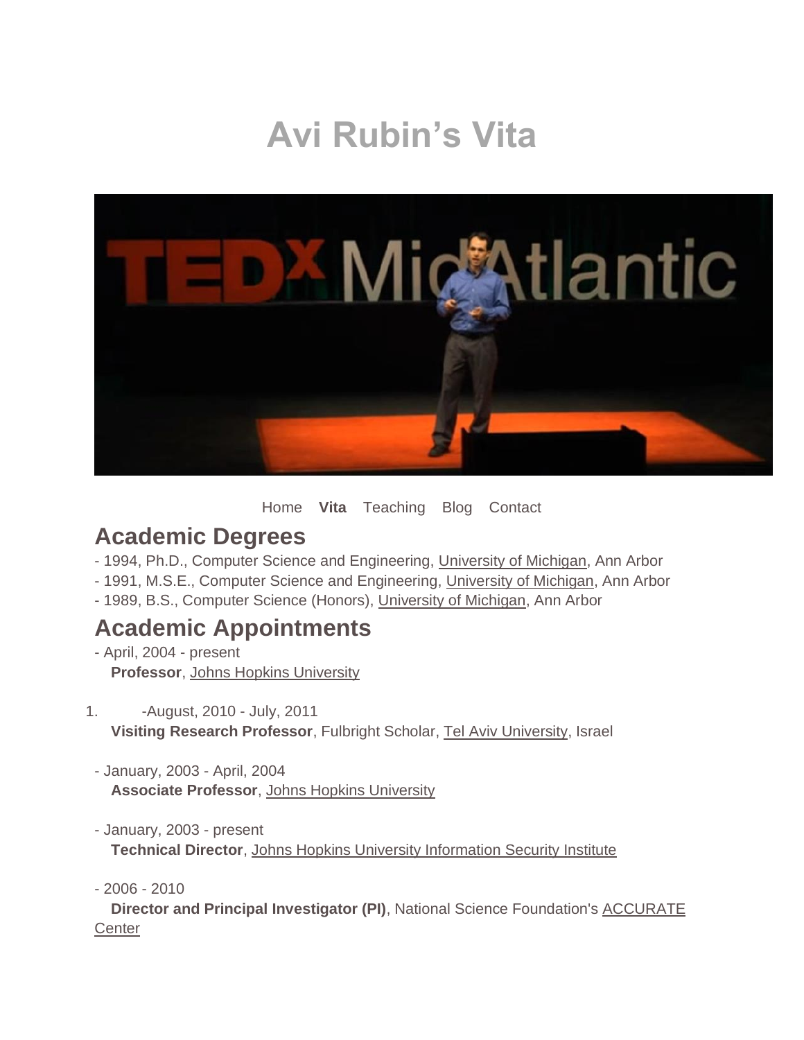# Avi Rubin's Vita

Home **Vita** Teaching Blog Contact

## Academic Degrees

- 1994, Ph.D., Computer Science and Engineering, University of Michigan, Ann Arbor
- 1991, M.S.E., Computer Science and Engineering, University of Michigan, Ann Arbor
- 1989, B.S., Computer Science (Honors), University of Michigan, Ann Arbor

## Academic Appointments

- April, 2004 - present
  **Professor**, Johns Hopkins University

1. -August, 2010 - July, 2011
   **Visiting Research Professor**, Fulbright Scholar, Tel Aviv University, Israel

- January, 2003 - April, 2004
  **Associate Professor**, Johns Hopkins University

- January, 2003 - present
  **Technical Director**, Johns Hopkins University Information Security Institute

- 2006 - 2010
  **Director and Principal Investigator (PI)**, National Science Foundation's ACCURATE Center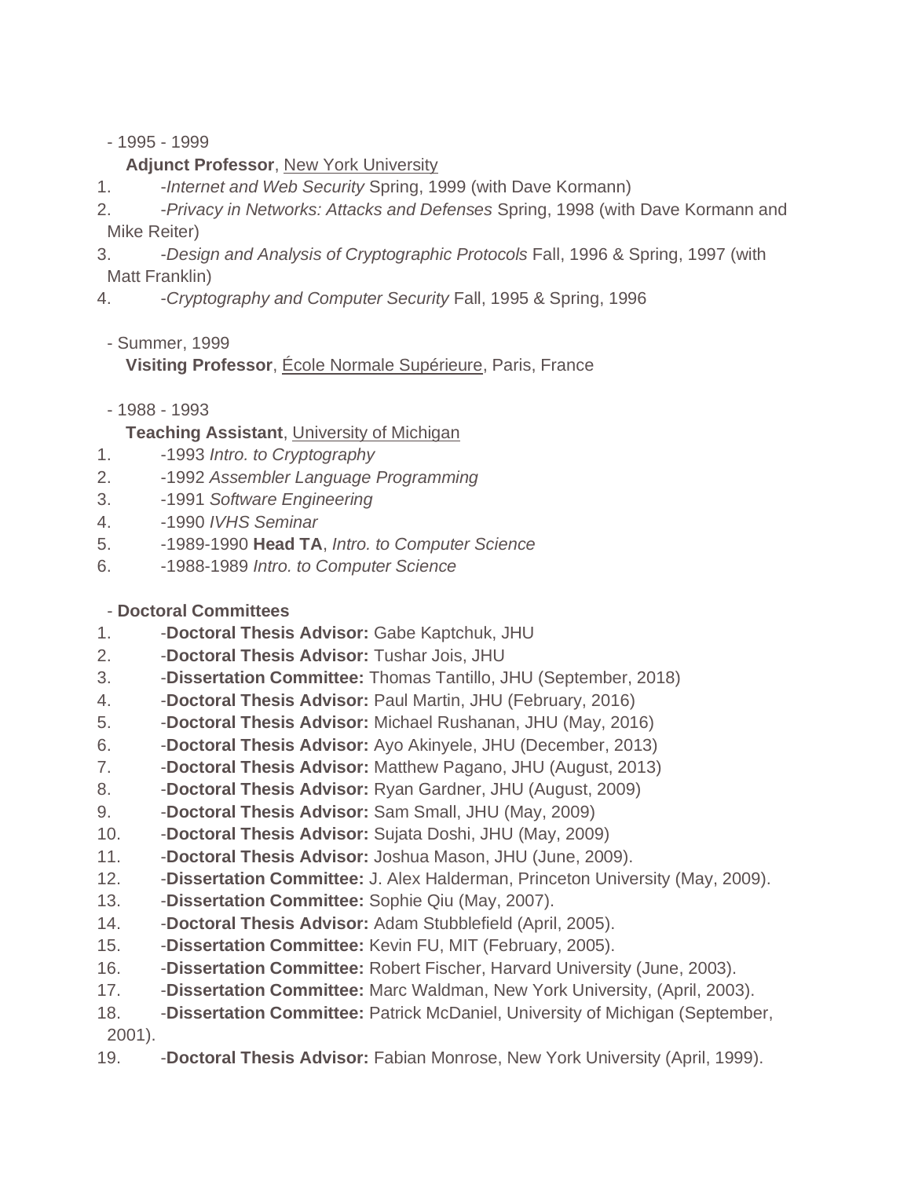- 1995 - 1999

  **Adjunct Professor**, New York University

1. -*Internet and Web Security* Spring, 1999 (with Dave Kormann)
2. -*Privacy in Networks: Attacks and Defenses* Spring, 1998 (with Dave Kormann and Mike Reiter)
3. -*Design and Analysis of Cryptographic Protocols* Fall, 1996 & Spring, 1997 (with Matt Franklin)
4. -*Cryptography and Computer Security* Fall, 1995 & Spring, 1996

- Summer, 1999

  **Visiting Professor**, École Normale Supérieure, Paris, France

- 1988 - 1993

  **Teaching Assistant**, University of Michigan

1. -1993 *Intro. to Cryptography*
2. -1992 *Assembler Language Programming*
3. -1991 *Software Engineering*
4. -1990 *IVHS Seminar*
5. -1989-1990 **Head TA**, *Intro. to Computer Science*
6. -1988-1989 *Intro. to Computer Science*

- **Doctoral Committees**

1. -**Doctoral Thesis Advisor:** Gabe Kaptchuk, JHU
2. -**Doctoral Thesis Advisor:** Tushar Jois, JHU
3. -**Dissertation Committee:** Thomas Tantillo, JHU (September, 2018)
4. -**Doctoral Thesis Advisor:** Paul Martin, JHU (February, 2016)
5. -**Doctoral Thesis Advisor:** Michael Rushanan, JHU (May, 2016)
6. -**Doctoral Thesis Advisor:** Ayo Akinyele, JHU (December, 2013)
7. -**Doctoral Thesis Advisor:** Matthew Pagano, JHU (August, 2013)
8. -**Doctoral Thesis Advisor:** Ryan Gardner, JHU (August, 2009)
9. -**Doctoral Thesis Advisor:** Sam Small, JHU (May, 2009)
10. -**Doctoral Thesis Advisor:** Sujata Doshi, JHU (May, 2009)
11. -**Doctoral Thesis Advisor:** Joshua Mason, JHU (June, 2009).
12. -**Dissertation Committee:** J. Alex Halderman, Princeton University (May, 2009).
13. -**Dissertation Committee:** Sophie Qiu (May, 2007).
14. -**Doctoral Thesis Advisor:** Adam Stubblefield (April, 2005).
15. -**Dissertation Committee:** Kevin FU, MIT (February, 2005).
16. -**Dissertation Committee:** Robert Fischer, Harvard University (June, 2003).
17. -**Dissertation Committee:** Marc Waldman, New York University, (April, 2003).
18. -**Dissertation Committee:** Patrick McDaniel, University of Michigan (September, 2001).
19. -**Doctoral Thesis Advisor:** Fabian Monrose, New York University (April, 1999).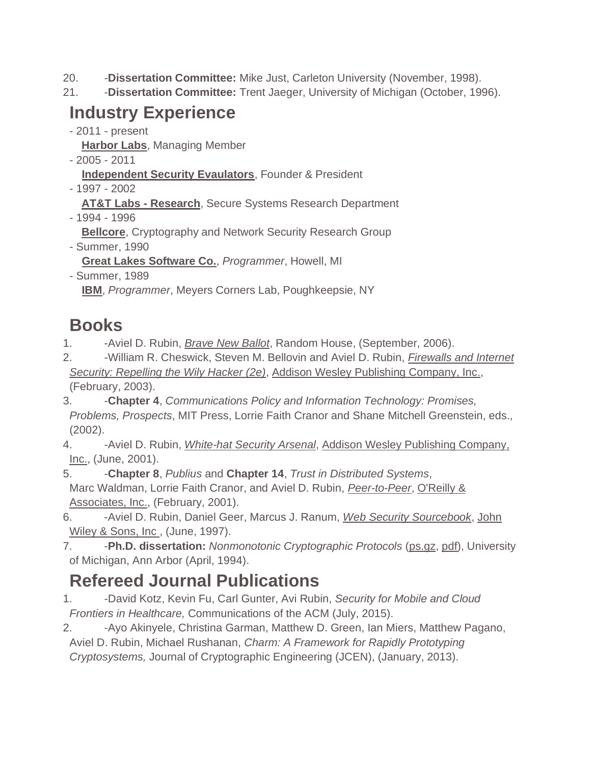20. -**Dissertation Committee:** Mike Just, Carleton University (November, 1998).
21. -**Dissertation Committee:** Trent Jaeger, University of Michigan (October, 1996).

## Industry Experience

- 2011 - present
  **Harbor Labs**, Managing Member
- 2005 - 2011
  **Independent Security Evaulators**, Founder & President
- 1997 - 2002
  **AT&T Labs - Research**, Secure Systems Research Department
- 1994 - 1996
  **Bellcore**, Cryptography and Network Security Research Group
- Summer, 1990
  **Great Lakes Software Co.**, *Programmer*, Howell, MI
- Summer, 1989
  **IBM**, *Programmer*, Meyers Corners Lab, Poughkeepsie, NY

## Books

1. -Aviel D. Rubin, *Brave New Ballot*, Random House, (September, 2006).
2. -William R. Cheswick, Steven M. Bellovin and Aviel D. Rubin, *Firewalls and Internet Security: Repelling the Wily Hacker (2e)*, Addison Wesley Publishing Company, Inc., (February, 2003).
3. -**Chapter 4**, *Communications Policy and Information Technology: Promises, Problems, Prospects*, MIT Press, Lorrie Faith Cranor and Shane Mitchell Greenstein, eds., (2002).
4. -Aviel D. Rubin, *White-hat Security Arsenal*, Addison Wesley Publishing Company, Inc., (June, 2001).
5. -**Chapter 8**, *Publius* and **Chapter 14**, *Trust in Distributed Systems*, Marc Waldman, Lorrie Faith Cranor, and Aviel D. Rubin, *Peer-to-Peer*, O'Reilly & Associates, Inc., (February, 2001).
6. -Aviel D. Rubin, Daniel Geer, Marcus J. Ranum, *Web Security Sourcebook*, John Wiley & Sons, Inc , (June, 1997).
7. -**Ph.D. dissertation:** *Nonmonotonic Cryptographic Protocols* (ps.gz, pdf), University of Michigan, Ann Arbor (April, 1994).

## Refereed Journal Publications

1. -David Kotz, Kevin Fu, Carl Gunter, Avi Rubin, *Security for Mobile and Cloud Frontiers in Healthcare,* Communications of the ACM (July, 2015).
2. -Ayo Akinyele, Christina Garman, Matthew D. Green, Ian Miers, Matthew Pagano, Aviel D. Rubin, Michael Rushanan, *Charm: A Framework for Rapidly Prototyping Cryptosystems,* Journal of Cryptographic Engineering (JCEN), (January, 2013).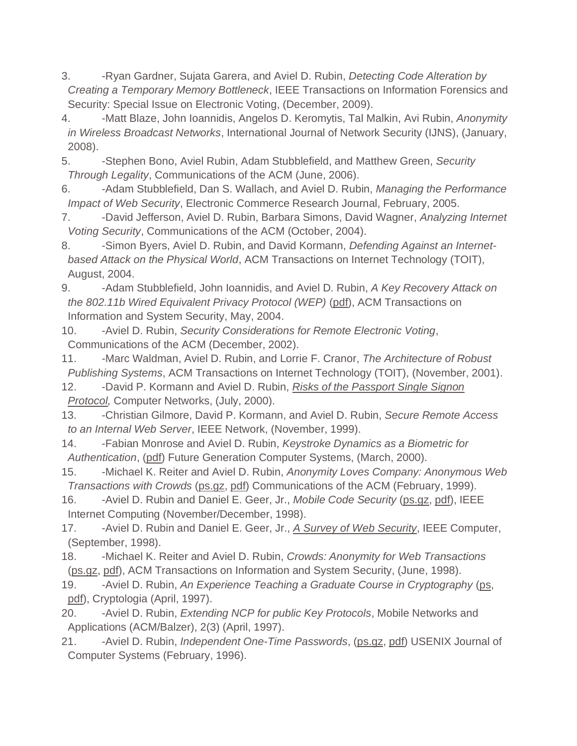3. -Ryan Gardner, Sujata Garera, and Aviel D. Rubin, *Detecting Code Alteration by Creating a Temporary Memory Bottleneck*, IEEE Transactions on Information Forensics and Security: Special Issue on Electronic Voting, (December, 2009).
4. -Matt Blaze, John Ioannidis, Angelos D. Keromytis, Tal Malkin, Avi Rubin, *Anonymity in Wireless Broadcast Networks*, International Journal of Network Security (IJNS), (January, 2008).
5. -Stephen Bono, Aviel Rubin, Adam Stubblefield, and Matthew Green, *Security Through Legality*, Communications of the ACM (June, 2006).
6. -Adam Stubblefield, Dan S. Wallach, and Aviel D. Rubin, *Managing the Performance Impact of Web Security*, Electronic Commerce Research Journal, February, 2005.
7. -David Jefferson, Aviel D. Rubin, Barbara Simons, David Wagner, *Analyzing Internet Voting Security*, Communications of the ACM (October, 2004).
8. -Simon Byers, Aviel D. Rubin, and David Kormann, *Defending Against an Internet-based Attack on the Physical World*, ACM Transactions on Internet Technology (TOIT), August, 2004.
9. -Adam Stubblefield, John Ioannidis, and Aviel D. Rubin, *A Key Recovery Attack on the 802.11b Wired Equivalent Privacy Protocol (WEP)* (pdf), ACM Transactions on Information and System Security, May, 2004.
10. -Aviel D. Rubin, *Security Considerations for Remote Electronic Voting*, Communications of the ACM (December, 2002).
11. -Marc Waldman, Aviel D. Rubin, and Lorrie F. Cranor, *The Architecture of Robust Publishing Systems*, ACM Transactions on Internet Technology (TOIT), (November, 2001).
12. -David P. Kormann and Aviel D. Rubin, *Risks of the Passport Single Signon Protocol,* Computer Networks, (July, 2000).
13. -Christian Gilmore, David P. Kormann, and Aviel D. Rubin, *Secure Remote Access to an Internal Web Server*, IEEE Network, (November, 1999).
14. -Fabian Monrose and Aviel D. Rubin, *Keystroke Dynamics as a Biometric for Authentication*, (pdf) Future Generation Computer Systems, (March, 2000).
15. -Michael K. Reiter and Aviel D. Rubin, *Anonymity Loves Company: Anonymous Web Transactions with Crowds* (ps.gz, pdf) Communications of the ACM (February, 1999).
16. -Aviel D. Rubin and Daniel E. Geer, Jr., *Mobile Code Security* (ps.gz, pdf), IEEE Internet Computing (November/December, 1998).
17. -Aviel D. Rubin and Daniel E. Geer, Jr., *A Survey of Web Security*, IEEE Computer, (September, 1998).
18. -Michael K. Reiter and Aviel D. Rubin, *Crowds: Anonymity for Web Transactions* (ps.gz, pdf), ACM Transactions on Information and System Security, (June, 1998).
19. -Aviel D. Rubin, *An Experience Teaching a Graduate Course in Cryptography* (ps, pdf), Cryptologia (April, 1997).
20. -Aviel D. Rubin, *Extending NCP for public Key Protocols*, Mobile Networks and Applications (ACM/Balzer), 2(3) (April, 1997).
21. -Aviel D. Rubin, *Independent One-Time Passwords*, (ps.gz, pdf) USENIX Journal of Computer Systems (February, 1996).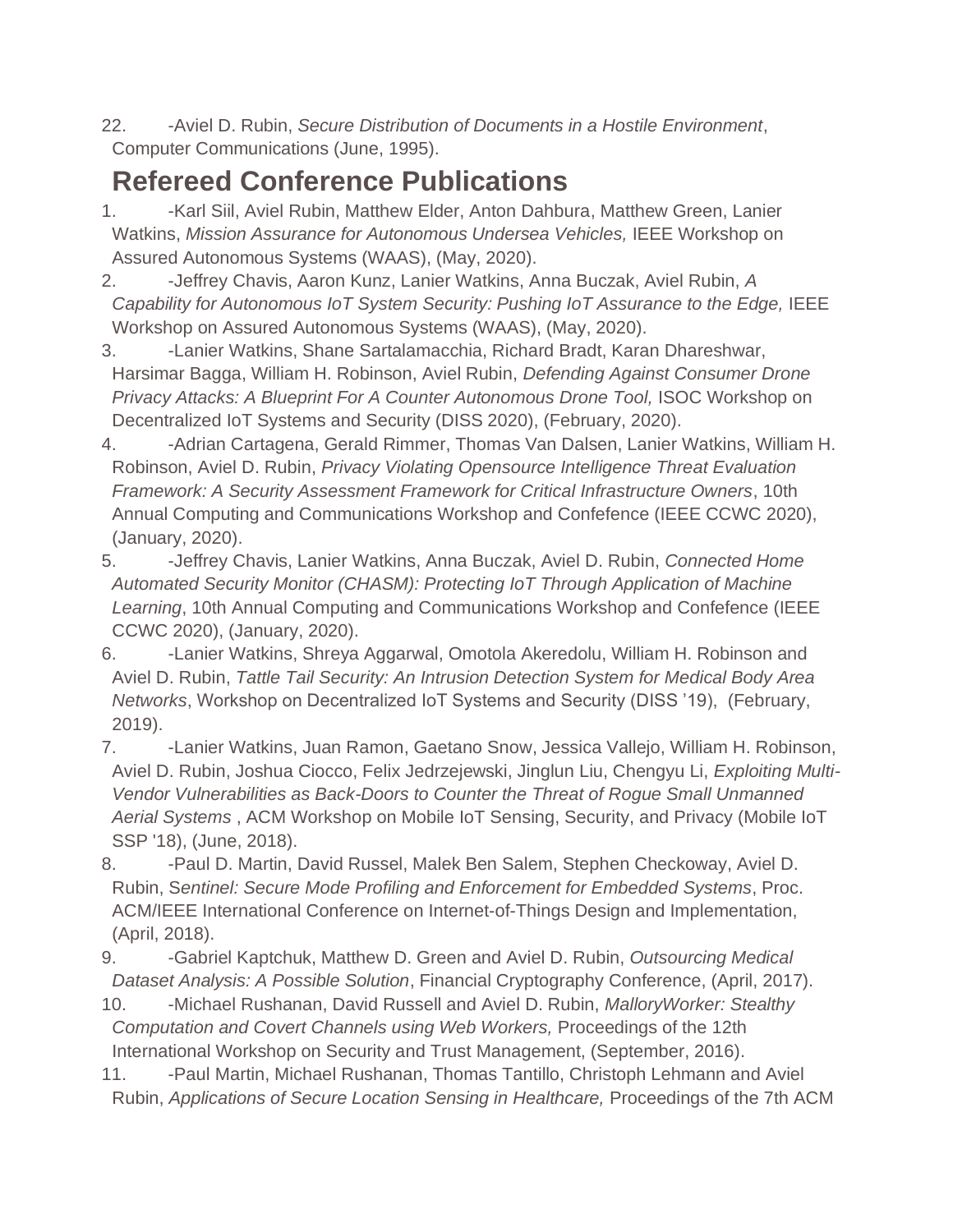22. -Aviel D. Rubin, *Secure Distribution of Documents in a Hostile Environment*, Computer Communications (June, 1995).

## Refereed Conference Publications

1. -Karl Siil, Aviel Rubin, Matthew Elder, Anton Dahbura, Matthew Green, Lanier Watkins, *Mission Assurance for Autonomous Undersea Vehicles,* IEEE Workshop on Assured Autonomous Systems (WAAS), (May, 2020).
2. -Jeffrey Chavis, Aaron Kunz, Lanier Watkins, Anna Buczak, Aviel Rubin, *A Capability for Autonomous IoT System Security: Pushing IoT Assurance to the Edge,* IEEE Workshop on Assured Autonomous Systems (WAAS), (May, 2020).
3. -Lanier Watkins, Shane Sartalamacchia, Richard Bradt, Karan Dhareshwar, Harsimar Bagga, William H. Robinson, Aviel Rubin, *Defending Against Consumer Drone Privacy Attacks: A Blueprint For A Counter Autonomous Drone Tool,* ISOC Workshop on Decentralized IoT Systems and Security (DISS 2020), (February, 2020).
4. -Adrian Cartagena, Gerald Rimmer, Thomas Van Dalsen, Lanier Watkins, William H. Robinson, Aviel D. Rubin, *Privacy Violating Opensource Intelligence Threat Evaluation Framework: A Security Assessment Framework for Critical Infrastructure Owners*, 10th Annual Computing and Communications Workshop and Confefence (IEEE CCWC 2020), (January, 2020).
5. -Jeffrey Chavis, Lanier Watkins, Anna Buczak, Aviel D. Rubin, *Connected Home Automated Security Monitor (CHASM): Protecting IoT Through Application of Machine Learning*, 10th Annual Computing and Communications Workshop and Confefence (IEEE CCWC 2020), (January, 2020).
6. -Lanier Watkins, Shreya Aggarwal, Omotola Akeredolu, William H. Robinson and Aviel D. Rubin, *Tattle Tail Security: An Intrusion Detection System for Medical Body Area Networks*, Workshop on Decentralized IoT Systems and Security (DISS '19), (February, 2019).
7. -Lanier Watkins, Juan Ramon, Gaetano Snow, Jessica Vallejo, William H. Robinson, Aviel D. Rubin, Joshua Ciocco, Felix Jedrzejewski, Jinglun Liu, Chengyu Li, *Exploiting Multi-Vendor Vulnerabilities as Back-Doors to Counter the Threat of Rogue Small Unmanned Aerial Systems* , ACM Workshop on Mobile IoT Sensing, Security, and Privacy (Mobile IoT SSP '18), (June, 2018).
8. -Paul D. Martin, David Russel, Malek Ben Salem, Stephen Checkoway, Aviel D. Rubin, *Sentinel: Secure Mode Profiling and Enforcement for Embedded Systems*, Proc. ACM/IEEE International Conference on Internet-of-Things Design and Implementation, (April, 2018).
9. -Gabriel Kaptchuk, Matthew D. Green and Aviel D. Rubin, *Outsourcing Medical Dataset Analysis: A Possible Solution*, Financial Cryptography Conference, (April, 2017).
10. -Michael Rushanan, David Russell and Aviel D. Rubin, *MalloryWorker: Stealthy Computation and Covert Channels using Web Workers,* Proceedings of the 12th International Workshop on Security and Trust Management, (September, 2016).
11. -Paul Martin, Michael Rushanan, Thomas Tantillo, Christoph Lehmann and Aviel Rubin, *Applications of Secure Location Sensing in Healthcare,* Proceedings of the 7th ACM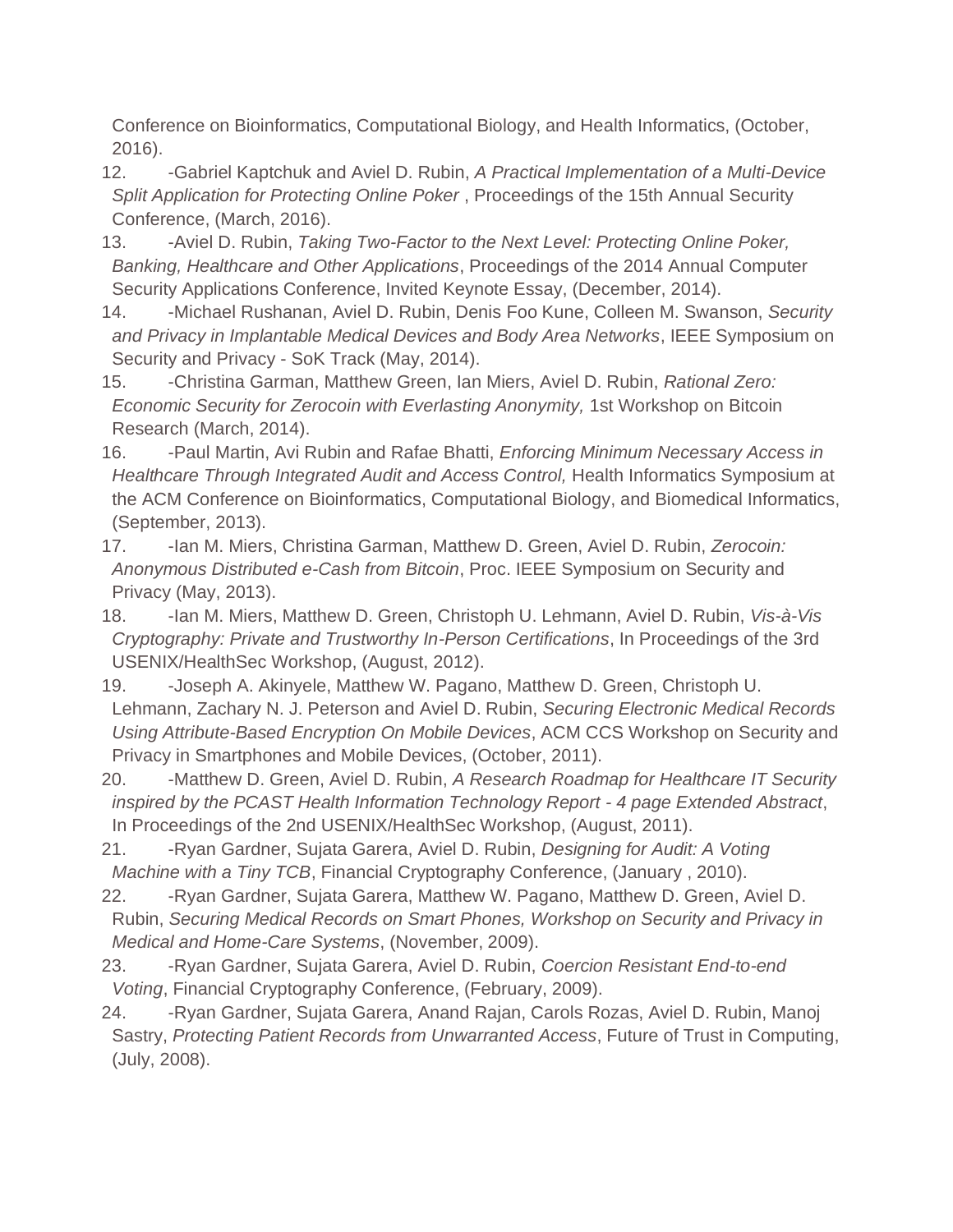Conference on Bioinformatics, Computational Biology, and Health Informatics, (October, 2016).

12. -Gabriel Kaptchuk and Aviel D. Rubin, *A Practical Implementation of a Multi-Device Split Application for Protecting Online Poker* , Proceedings of the 15th Annual Security Conference, (March, 2016).
13. -Aviel D. Rubin, *Taking Two-Factor to the Next Level: Protecting Online Poker, Banking, Healthcare and Other Applications*, Proceedings of the 2014 Annual Computer Security Applications Conference, Invited Keynote Essay, (December, 2014).
14. -Michael Rushanan, Aviel D. Rubin, Denis Foo Kune, Colleen M. Swanson, *Security and Privacy in Implantable Medical Devices and Body Area Networks*, IEEE Symposium on Security and Privacy - SoK Track (May, 2014).
15. -Christina Garman, Matthew Green, Ian Miers, Aviel D. Rubin, *Rational Zero: Economic Security for Zerocoin with Everlasting Anonymity,* 1st Workshop on Bitcoin Research (March, 2014).
16. -Paul Martin, Avi Rubin and Rafae Bhatti, *Enforcing Minimum Necessary Access in Healthcare Through Integrated Audit and Access Control,* Health Informatics Symposium at the ACM Conference on Bioinformatics, Computational Biology, and Biomedical Informatics, (September, 2013).
17. -Ian M. Miers, Christina Garman, Matthew D. Green, Aviel D. Rubin, *Zerocoin: Anonymous Distributed e-Cash from Bitcoin*, Proc. IEEE Symposium on Security and Privacy (May, 2013).
18. -Ian M. Miers, Matthew D. Green, Christoph U. Lehmann, Aviel D. Rubin, *Vis-à-Vis Cryptography: Private and Trustworthy In-Person Certifications*, In Proceedings of the 3rd USENIX/HealthSec Workshop, (August, 2012).
19. -Joseph A. Akinyele, Matthew W. Pagano, Matthew D. Green, Christoph U. Lehmann, Zachary N. J. Peterson and Aviel D. Rubin, *Securing Electronic Medical Records Using Attribute-Based Encryption On Mobile Devices*, ACM CCS Workshop on Security and Privacy in Smartphones and Mobile Devices, (October, 2011).
20. -Matthew D. Green, Aviel D. Rubin, *A Research Roadmap for Healthcare IT Security inspired by the PCAST Health Information Technology Report - 4 page Extended Abstract*, In Proceedings of the 2nd USENIX/HealthSec Workshop, (August, 2011).
21. -Ryan Gardner, Sujata Garera, Aviel D. Rubin, *Designing for Audit: A Voting Machine with a Tiny TCB*, Financial Cryptography Conference, (January , 2010).
22. -Ryan Gardner, Sujata Garera, Matthew W. Pagano, Matthew D. Green, Aviel D. Rubin, *Securing Medical Records on Smart Phones, Workshop on Security and Privacy in Medical and Home-Care Systems*, (November, 2009).
23. -Ryan Gardner, Sujata Garera, Aviel D. Rubin, *Coercion Resistant End-to-end Voting*, Financial Cryptography Conference, (February, 2009).
24. -Ryan Gardner, Sujata Garera, Anand Rajan, Carols Rozas, Aviel D. Rubin, Manoj Sastry, *Protecting Patient Records from Unwarranted Access*, Future of Trust in Computing, (July, 2008).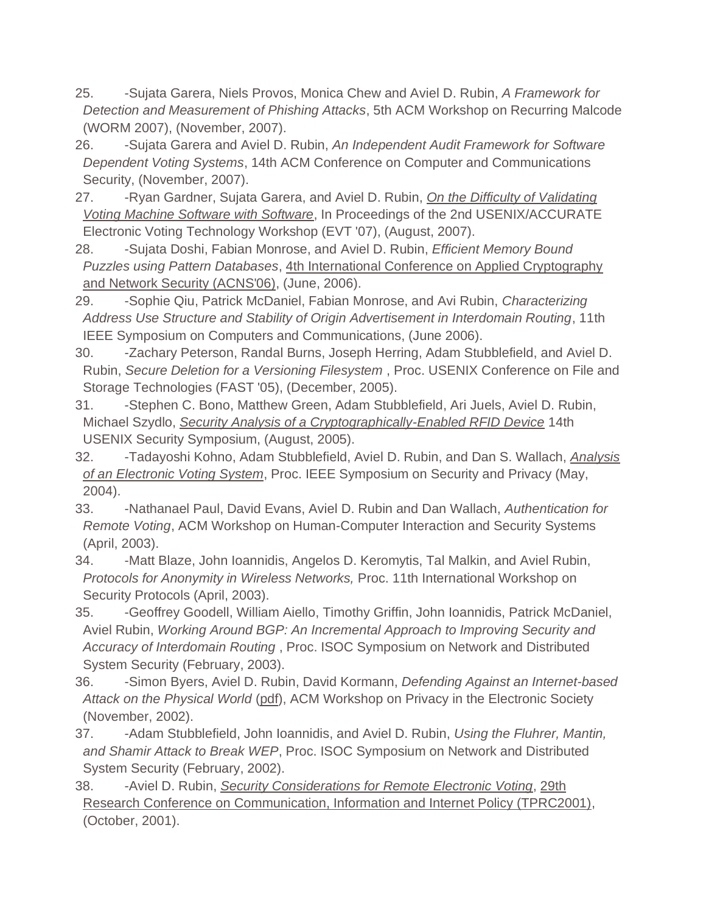25. -Sujata Garera, Niels Provos, Monica Chew and Aviel D. Rubin, *A Framework for Detection and Measurement of Phishing Attacks*, 5th ACM Workshop on Recurring Malcode (WORM 2007), (November, 2007).
26. -Sujata Garera and Aviel D. Rubin, *An Independent Audit Framework for Software Dependent Voting Systems*, 14th ACM Conference on Computer and Communications Security, (November, 2007).
27. -Ryan Gardner, Sujata Garera, and Aviel D. Rubin, *On the Difficulty of Validating Voting Machine Software with Software*, In Proceedings of the 2nd USENIX/ACCURATE Electronic Voting Technology Workshop (EVT '07), (August, 2007).
28. -Sujata Doshi, Fabian Monrose, and Aviel D. Rubin, *Efficient Memory Bound Puzzles using Pattern Databases*, 4th International Conference on Applied Cryptography and Network Security (ACNS'06), (June, 2006).
29. -Sophie Qiu, Patrick McDaniel, Fabian Monrose, and Avi Rubin, *Characterizing Address Use Structure and Stability of Origin Advertisement in Interdomain Routing*, 11th IEEE Symposium on Computers and Communications, (June 2006).
30. -Zachary Peterson, Randal Burns, Joseph Herring, Adam Stubblefield, and Aviel D. Rubin, *Secure Deletion for a Versioning Filesystem* , Proc. USENIX Conference on File and Storage Technologies (FAST '05), (December, 2005).
31. -Stephen C. Bono, Matthew Green, Adam Stubblefield, Ari Juels, Aviel D. Rubin, Michael Szydlo, *Security Analysis of a Cryptographically-Enabled RFID Device* 14th USENIX Security Symposium, (August, 2005).
32. -Tadayoshi Kohno, Adam Stubblefield, Aviel D. Rubin, and Dan S. Wallach, *Analysis of an Electronic Voting System*, Proc. IEEE Symposium on Security and Privacy (May, 2004).
33. -Nathanael Paul, David Evans, Aviel D. Rubin and Dan Wallach, *Authentication for Remote Voting*, ACM Workshop on Human-Computer Interaction and Security Systems (April, 2003).
34. -Matt Blaze, John Ioannidis, Angelos D. Keromytis, Tal Malkin, and Aviel Rubin, *Protocols for Anonymity in Wireless Networks,* Proc. 11th International Workshop on Security Protocols (April, 2003).
35. -Geoffrey Goodell, William Aiello, Timothy Griffin, John Ioannidis, Patrick McDaniel, Aviel Rubin, *Working Around BGP: An Incremental Approach to Improving Security and Accuracy of Interdomain Routing* , Proc. ISOC Symposium on Network and Distributed System Security (February, 2003).
36. -Simon Byers, Aviel D. Rubin, David Kormann, *Defending Against an Internet-based Attack on the Physical World* (pdf), ACM Workshop on Privacy in the Electronic Society (November, 2002).
37. -Adam Stubblefield, John Ioannidis, and Aviel D. Rubin, *Using the Fluhrer, Mantin, and Shamir Attack to Break WEP*, Proc. ISOC Symposium on Network and Distributed System Security (February, 2002).
38. -Aviel D. Rubin, *Security Considerations for Remote Electronic Voting*, 29th Research Conference on Communication, Information and Internet Policy (TPRC2001), (October, 2001).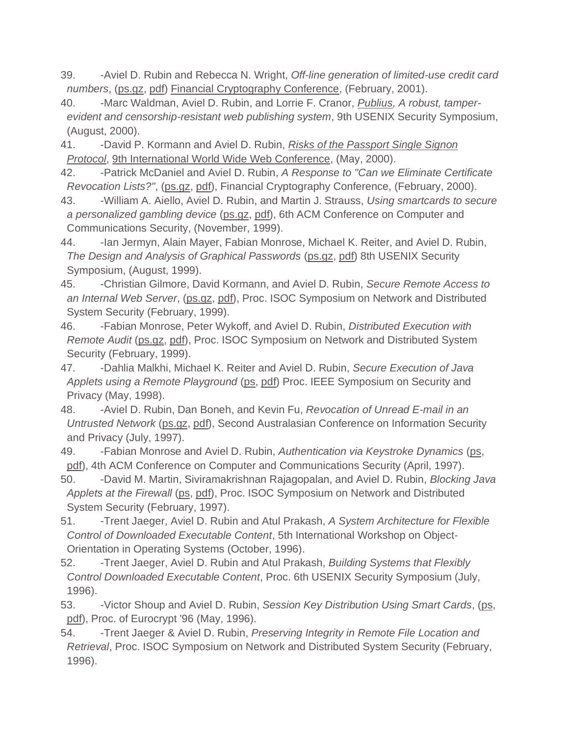39. -Aviel D. Rubin and Rebecca N. Wright, *Off-line generation of limited-use credit card numbers*, (ps.gz, pdf) Financial Cryptography Conference, (February, 2001).
40. -Marc Waldman, Aviel D. Rubin, and Lorrie F. Cranor, *Publius, A robust, tamper-evident and censorship-resistant web publishing system*, 9th USENIX Security Symposium, (August, 2000).
41. -David P. Kormann and Aviel D. Rubin, *Risks of the Passport Single Signon Protocol*, 9th International World Wide Web Conference, (May, 2000).
42. -Patrick McDaniel and Aviel D. Rubin, *A Response to "Can we Eliminate Certificate Revocation Lists?"*, (ps.gz, pdf), Financial Cryptography Conference, (February, 2000).
43. -William A. Aiello, Aviel D. Rubin, and Martin J. Strauss, *Using smartcards to secure a personalized gambling device* (ps.gz, pdf), 6th ACM Conference on Computer and Communications Security, (November, 1999).
44. -Ian Jermyn, Alain Mayer, Fabian Monrose, Michael K. Reiter, and Aviel D. Rubin, *The Design and Analysis of Graphical Passwords* (ps.gz, pdf) 8th USENIX Security Symposium, (August, 1999).
45. -Christian Gilmore, David Kormann, and Aviel D. Rubin, *Secure Remote Access to an Internal Web Server*, (ps.gz, pdf), Proc. ISOC Symposium on Network and Distributed System Security (February, 1999).
46. -Fabian Monrose, Peter Wykoff, and Aviel D. Rubin, *Distributed Execution with Remote Audit* (ps.gz, pdf), Proc. ISOC Symposium on Network and Distributed System Security (February, 1999).
47. -Dahlia Malkhi, Michael K. Reiter and Aviel D. Rubin, *Secure Execution of Java Applets using a Remote Playground* (ps, pdf) Proc. IEEE Symposium on Security and Privacy (May, 1998).
48. -Aviel D. Rubin, Dan Boneh, and Kevin Fu, *Revocation of Unread E-mail in an Untrusted Network* (ps.gz, pdf), Second Australasian Conference on Information Security and Privacy (July, 1997).
49. -Fabian Monrose and Aviel D. Rubin, *Authentication via Keystroke Dynamics* (ps, pdf), 4th ACM Conference on Computer and Communications Security (April, 1997).
50. -David M. Martin, Siviramakrishnan Rajagopalan, and Aviel D. Rubin, *Blocking Java Applets at the Firewall* (ps, pdf), Proc. ISOC Symposium on Network and Distributed System Security (February, 1997).
51. -Trent Jaeger, Aviel D. Rubin and Atul Prakash, *A System Architecture for Flexible Control of Downloaded Executable Content*, 5th International Workshop on Object-Orientation in Operating Systems (October, 1996).
52. -Trent Jaeger, Aviel D. Rubin and Atul Prakash, *Building Systems that Flexibly Control Downloaded Executable Content*, Proc. 6th USENIX Security Symposium (July, 1996).
53. -Victor Shoup and Aviel D. Rubin, *Session Key Distribution Using Smart Cards*, (ps, pdf), Proc. of Eurocrypt '96 (May, 1996).
54. -Trent Jaeger & Aviel D. Rubin, *Preserving Integrity in Remote File Location and Retrieval*, Proc. ISOC Symposium on Network and Distributed System Security (February, 1996).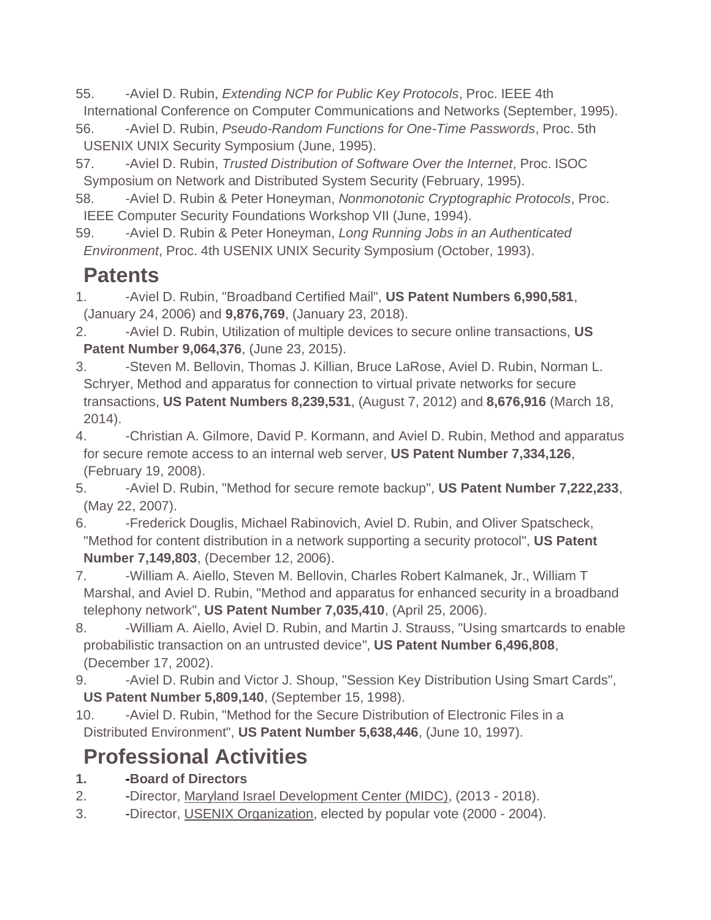55. -Aviel D. Rubin, *Extending NCP for Public Key Protocols*, Proc. IEEE 4th International Conference on Computer Communications and Networks (September, 1995).
56. -Aviel D. Rubin, *Pseudo-Random Functions for One-Time Passwords*, Proc. 5th USENIX UNIX Security Symposium (June, 1995).
57. -Aviel D. Rubin, *Trusted Distribution of Software Over the Internet*, Proc. ISOC Symposium on Network and Distributed System Security (February, 1995).
58. -Aviel D. Rubin & Peter Honeyman, *Nonmonotonic Cryptographic Protocols*, Proc. IEEE Computer Security Foundations Workshop VII (June, 1994).
59. -Aviel D. Rubin & Peter Honeyman, *Long Running Jobs in an Authenticated Environment*, Proc. 4th USENIX UNIX Security Symposium (October, 1993).

## Patents

1. -Aviel D. Rubin, "Broadband Certified Mail", **US Patent Numbers 6,990,581**, (January 24, 2006) and **9,876,769**, (January 23, 2018).
2. -Aviel D. Rubin, Utilization of multiple devices to secure online transactions, **US Patent Number 9,064,376**, (June 23, 2015).
3. -Steven M. Bellovin, Thomas J. Killian, Bruce LaRose, Aviel D. Rubin, Norman L. Schryer, Method and apparatus for connection to virtual private networks for secure transactions, **US Patent Numbers 8,239,531**, (August 7, 2012) and **8,676,916** (March 18, 2014).
4. -Christian A. Gilmore, David P. Kormann, and Aviel D. Rubin, Method and apparatus for secure remote access to an internal web server, **US Patent Number 7,334,126**, (February 19, 2008).
5. -Aviel D. Rubin, "Method for secure remote backup", **US Patent Number 7,222,233**, (May 22, 2007).
6. -Frederick Douglis, Michael Rabinovich, Aviel D. Rubin, and Oliver Spatscheck, "Method for content distribution in a network supporting a security protocol", **US Patent Number 7,149,803**, (December 12, 2006).
7. -William A. Aiello, Steven M. Bellovin, Charles Robert Kalmanek, Jr., William T Marshal, and Aviel D. Rubin, "Method and apparatus for enhanced security in a broadband telephony network", **US Patent Number 7,035,410**, (April 25, 2006).
8. -William A. Aiello, Aviel D. Rubin, and Martin J. Strauss, "Using smartcards to enable probabilistic transaction on an untrusted device", **US Patent Number 6,496,808**, (December 17, 2002).
9. -Aviel D. Rubin and Victor J. Shoup, "Session Key Distribution Using Smart Cards", **US Patent Number 5,809,140**, (September 15, 1998).
10. -Aviel D. Rubin, "Method for the Secure Distribution of Electronic Files in a Distributed Environment", **US Patent Number 5,638,446**, (June 10, 1997).

## Professional Activities

1. **-Board of Directors**
2. -Director, Maryland Israel Development Center (MIDC), (2013 - 2018).
3. -Director, USENIX Organization, elected by popular vote (2000 - 2004).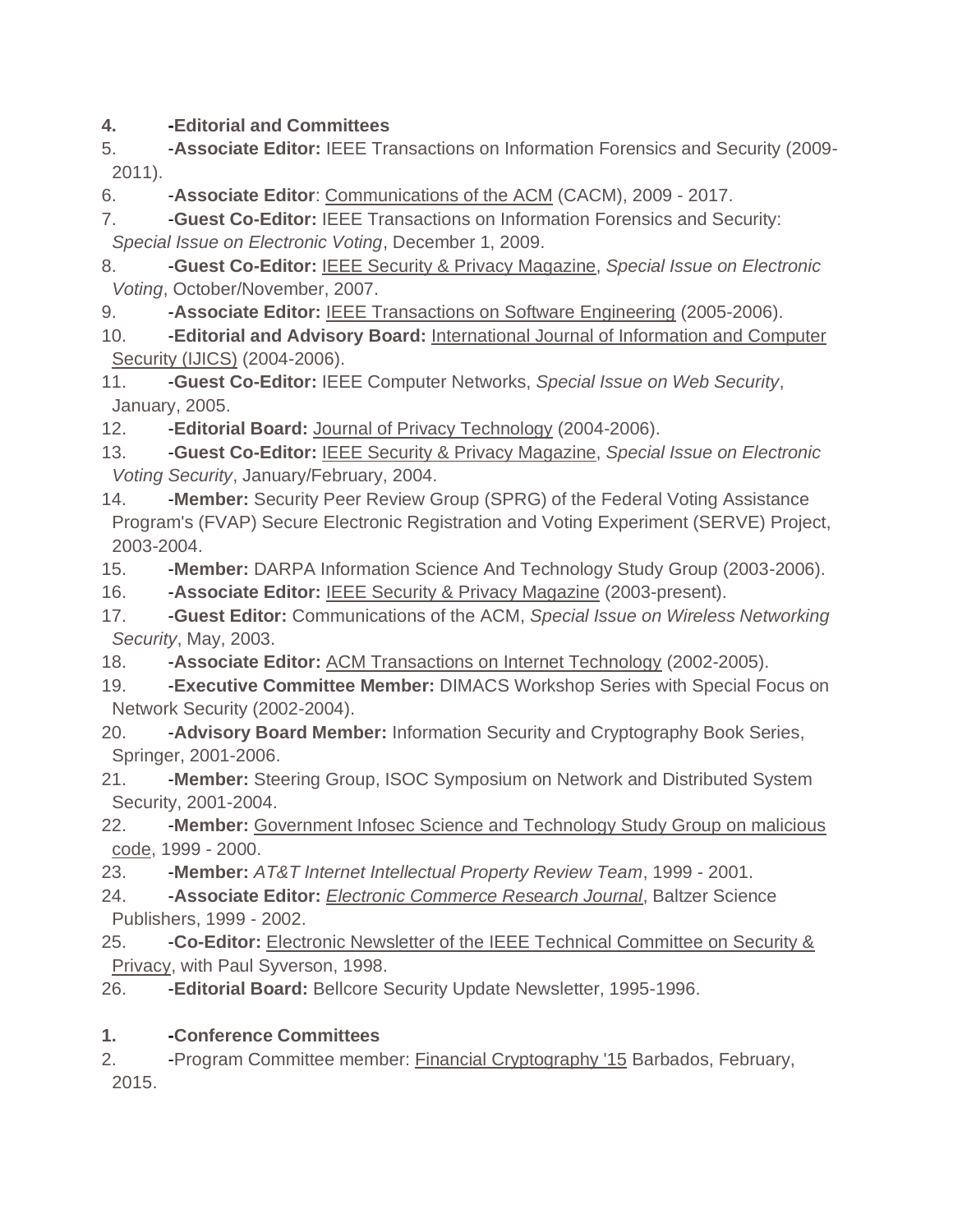4. **-Editorial and Committees**
5. -**Associate Editor:** IEEE Transactions on Information Forensics and Security (2009-2011).
6. -**Associate Editor**: Communications of the ACM (CACM), 2009 - 2017.
7. -**Guest Co-Editor:** IEEE Transactions on Information Forensics and Security: *Special Issue on Electronic Voting*, December 1, 2009.
8. -**Guest Co-Editor:** IEEE Security & Privacy Magazine, *Special Issue on Electronic Voting*, October/November, 2007.
9. -**Associate Editor:** IEEE Transactions on Software Engineering (2005-2006).
10. -**Editorial and Advisory Board:** International Journal of Information and Computer Security (IJICS) (2004-2006).
11. -**Guest Co-Editor:** IEEE Computer Networks, *Special Issue on Web Security*, January, 2005.
12. -**Editorial Board:** Journal of Privacy Technology (2004-2006).
13. -**Guest Co-Editor:** IEEE Security & Privacy Magazine, *Special Issue on Electronic Voting Security*, January/February, 2004.
14. -**Member:** Security Peer Review Group (SPRG) of the Federal Voting Assistance Program's (FVAP) Secure Electronic Registration and Voting Experiment (SERVE) Project, 2003-2004.
15. -**Member:** DARPA Information Science And Technology Study Group (2003-2006).
16. -**Associate Editor:** IEEE Security & Privacy Magazine (2003-present).
17. -**Guest Editor:** Communications of the ACM, *Special Issue on Wireless Networking Security*, May, 2003.
18. -**Associate Editor:** ACM Transactions on Internet Technology (2002-2005).
19. -**Executive Committee Member:** DIMACS Workshop Series with Special Focus on Network Security (2002-2004).
20. -**Advisory Board Member:** Information Security and Cryptography Book Series, Springer, 2001-2006.
21. -**Member:** Steering Group, ISOC Symposium on Network and Distributed System Security, 2001-2004.
22. -**Member:** Government Infosec Science and Technology Study Group on malicious code, 1999 - 2000.
23. -**Member:** *AT&T Internet Intellectual Property Review Team*, 1999 - 2001.
24. -**Associate Editor:** *Electronic Commerce Research Journal*, Baltzer Science Publishers, 1999 - 2002.
25. -**Co-Editor:** Electronic Newsletter of the IEEE Technical Committee on Security & Privacy, with Paul Syverson, 1998.
26. -**Editorial Board:** Bellcore Security Update Newsletter, 1995-1996.

1. **-Conference Committees**
2. -Program Committee member: Financial Cryptography '15 Barbados, February, 2015.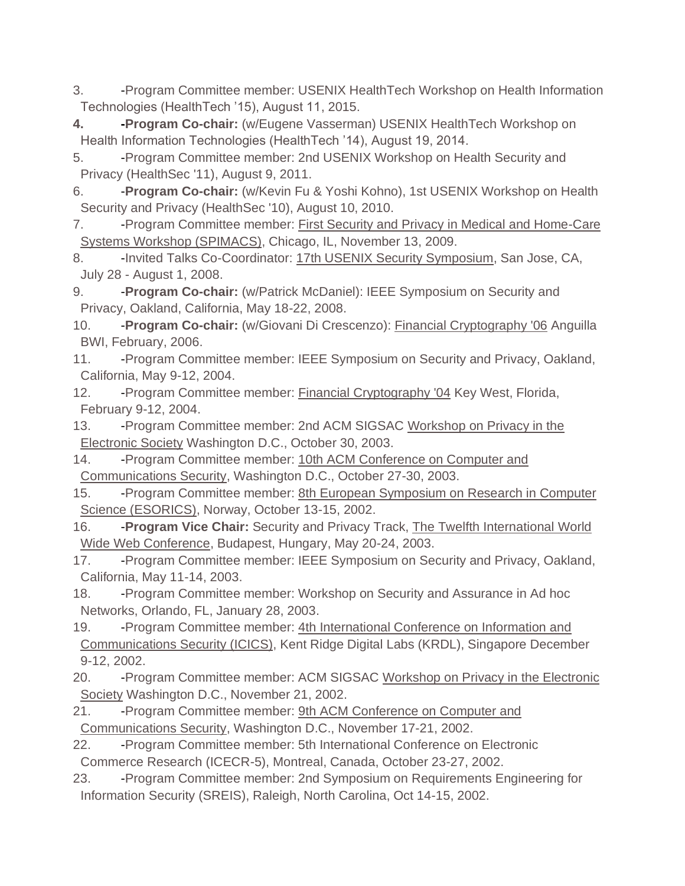3. -Program Committee member: USENIX HealthTech Workshop on Health Information Technologies (HealthTech ’15), August 11, 2015.
4. **-Program Co-chair:** (w/Eugene Vasserman) USENIX HealthTech Workshop on Health Information Technologies (HealthTech ’14), August 19, 2014.
5. -Program Committee member: 2nd USENIX Workshop on Health Security and Privacy (HealthSec '11), August 9, 2011.
6. -**Program Co-chair:** (w/Kevin Fu & Yoshi Kohno), 1st USENIX Workshop on Health Security and Privacy (HealthSec '10), August 10, 2010.
7. -Program Committee member: First Security and Privacy in Medical and Home-Care Systems Workshop (SPIMACS), Chicago, IL, November 13, 2009.
8. -Invited Talks Co-Coordinator: 17th USENIX Security Symposium, San Jose, CA, July 28 - August 1, 2008.
9. -**Program Co-chair:** (w/Patrick McDaniel): IEEE Symposium on Security and Privacy, Oakland, California, May 18-22, 2008.
10. -**Program Co-chair:** (w/Giovani Di Crescenzo): Financial Cryptography '06 Anguilla BWI, February, 2006.
11. -Program Committee member: IEEE Symposium on Security and Privacy, Oakland, California, May 9-12, 2004.
12. -Program Committee member: Financial Cryptography '04 Key West, Florida, February 9-12, 2004.
13. -Program Committee member: 2nd ACM SIGSAC Workshop on Privacy in the Electronic Society Washington D.C., October 30, 2003.
14. -Program Committee member: 10th ACM Conference on Computer and Communications Security, Washington D.C., October 27-30, 2003.
15. -Program Committee member: 8th European Symposium on Research in Computer Science (ESORICS), Norway, October 13-15, 2002.
16. -**Program Vice Chair:** Security and Privacy Track, The Twelfth International World Wide Web Conference, Budapest, Hungary, May 20-24, 2003.
17. -Program Committee member: IEEE Symposium on Security and Privacy, Oakland, California, May 11-14, 2003.
18. -Program Committee member: Workshop on Security and Assurance in Ad hoc Networks, Orlando, FL, January 28, 2003.
19. -Program Committee member: 4th International Conference on Information and Communications Security (ICICS), Kent Ridge Digital Labs (KRDL), Singapore December 9-12, 2002.
20. -Program Committee member: ACM SIGSAC Workshop on Privacy in the Electronic Society Washington D.C., November 21, 2002.
21. -Program Committee member: 9th ACM Conference on Computer and Communications Security, Washington D.C., November 17-21, 2002.
22. -Program Committee member: 5th International Conference on Electronic Commerce Research (ICECR-5), Montreal, Canada, October 23-27, 2002.
23. -Program Committee member: 2nd Symposium on Requirements Engineering for Information Security (SREIS), Raleigh, North Carolina, Oct 14-15, 2002.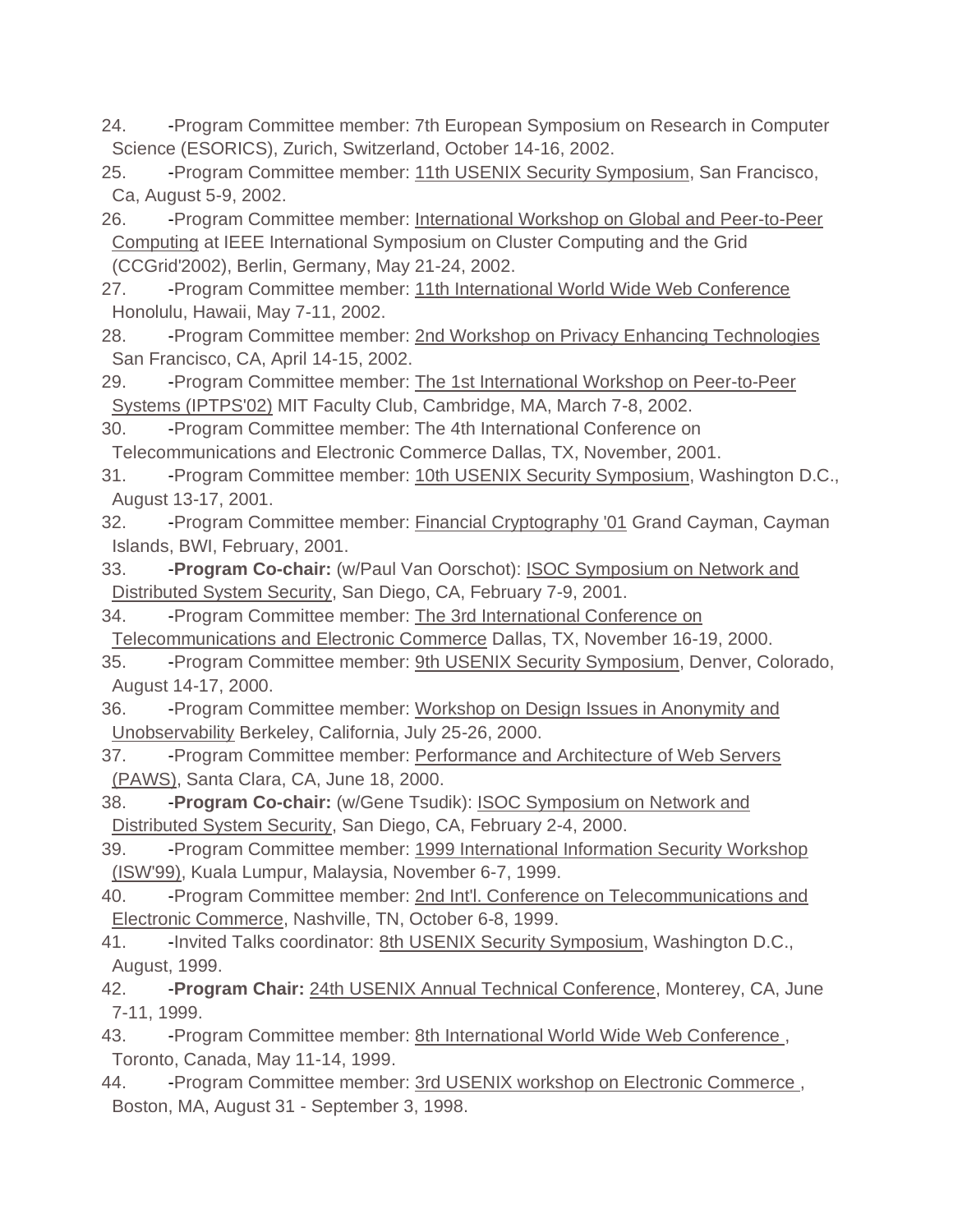24. -Program Committee member: 7th European Symposium on Research in Computer Science (ESORICS), Zurich, Switzerland, October 14-16, 2002.
25. -Program Committee member: 11th USENIX Security Symposium, San Francisco, Ca, August 5-9, 2002.
26. -Program Committee member: International Workshop on Global and Peer-to-Peer Computing at IEEE International Symposium on Cluster Computing and the Grid (CCGrid'2002), Berlin, Germany, May 21-24, 2002.
27. -Program Committee member: 11th International World Wide Web Conference Honolulu, Hawaii, May 7-11, 2002.
28. -Program Committee member: 2nd Workshop on Privacy Enhancing Technologies San Francisco, CA, April 14-15, 2002.
29. -Program Committee member: The 1st International Workshop on Peer-to-Peer Systems (IPTPS'02) MIT Faculty Club, Cambridge, MA, March 7-8, 2002.
30. -Program Committee member: The 4th International Conference on Telecommunications and Electronic Commerce Dallas, TX, November, 2001.
31. -Program Committee member: 10th USENIX Security Symposium, Washington D.C., August 13-17, 2001.
32. -Program Committee member: Financial Cryptography '01 Grand Cayman, Cayman Islands, BWI, February, 2001.
33. -**Program Co-chair:** (w/Paul Van Oorschot): ISOC Symposium on Network and Distributed System Security, San Diego, CA, February 7-9, 2001.
34. -Program Committee member: The 3rd International Conference on Telecommunications and Electronic Commerce Dallas, TX, November 16-19, 2000.
35. -Program Committee member: 9th USENIX Security Symposium, Denver, Colorado, August 14-17, 2000.
36. -Program Committee member: Workshop on Design Issues in Anonymity and Unobservability Berkeley, California, July 25-26, 2000.
37. -Program Committee member: Performance and Architecture of Web Servers (PAWS), Santa Clara, CA, June 18, 2000.
38. -**Program Co-chair:** (w/Gene Tsudik): ISOC Symposium on Network and Distributed System Security, San Diego, CA, February 2-4, 2000.
39. -Program Committee member: 1999 International Information Security Workshop (ISW'99), Kuala Lumpur, Malaysia, November 6-7, 1999.
40. -Program Committee member: 2nd Int'l. Conference on Telecommunications and Electronic Commerce, Nashville, TN, October 6-8, 1999.
41. -Invited Talks coordinator: 8th USENIX Security Symposium, Washington D.C., August, 1999.
42. -**Program Chair:** 24th USENIX Annual Technical Conference, Monterey, CA, June 7-11, 1999.
43. -Program Committee member: 8th International World Wide Web Conference , Toronto, Canada, May 11-14, 1999.
44. -Program Committee member: 3rd USENIX workshop on Electronic Commerce , Boston, MA, August 31 - September 3, 1998.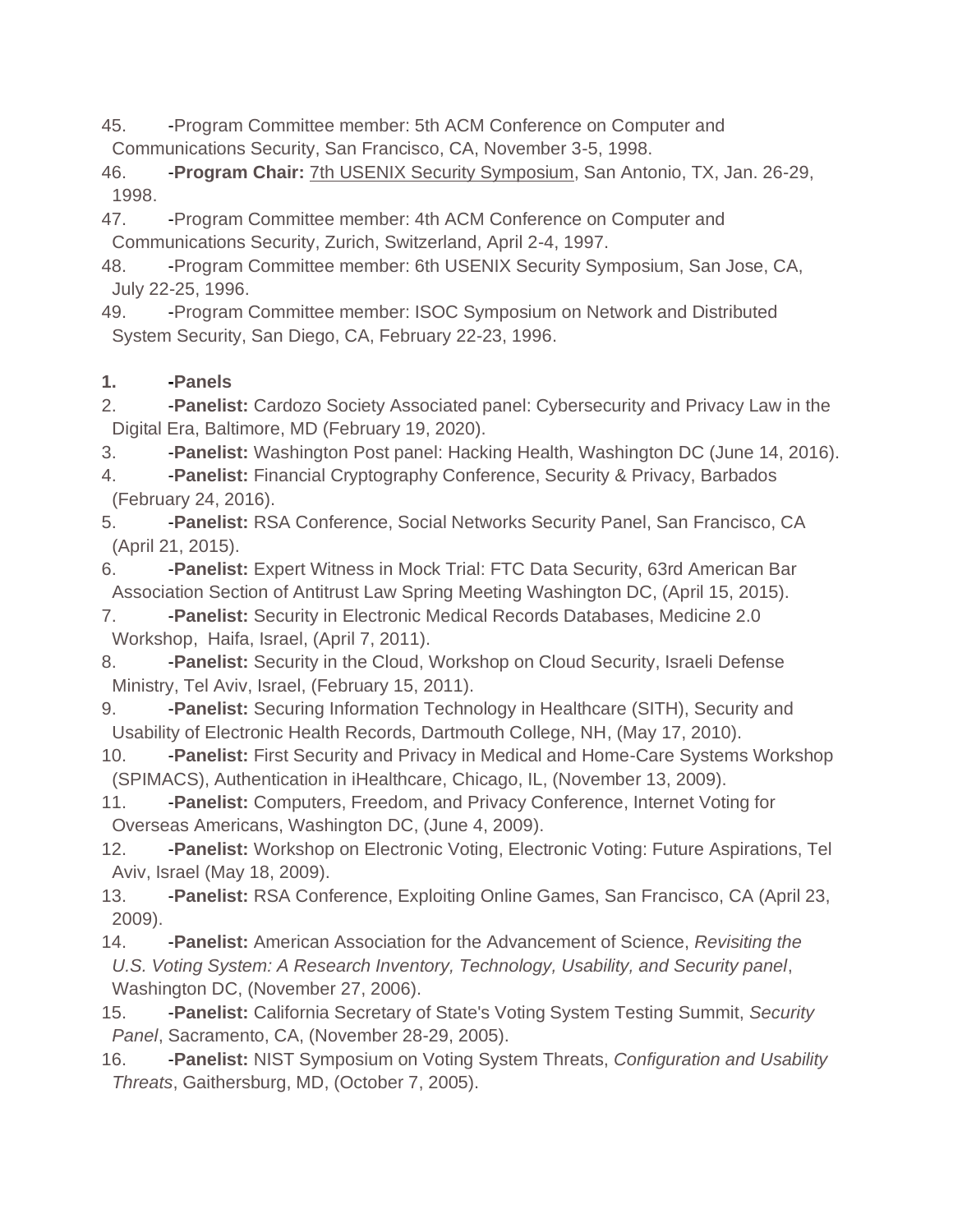45. -Program Committee member: 5th ACM Conference on Computer and Communications Security, San Francisco, CA, November 3-5, 1998.
46. -**Program Chair:** 7th USENIX Security Symposium, San Antonio, TX, Jan. 26-29, 1998.
47. -Program Committee member: 4th ACM Conference on Computer and Communications Security, Zurich, Switzerland, April 2-4, 1997.
48. -Program Committee member: 6th USENIX Security Symposium, San Jose, CA, July 22-25, 1996.
49. -Program Committee member: ISOC Symposium on Network and Distributed System Security, San Diego, CA, February 22-23, 1996.

1. **-Panels**
2. -**Panelist:** Cardozo Society Associated panel: Cybersecurity and Privacy Law in the Digital Era, Baltimore, MD (February 19, 2020).
3. -**Panelist:** Washington Post panel: Hacking Health, Washington DC (June 14, 2016).
4. -**Panelist:** Financial Cryptography Conference, Security & Privacy, Barbados (February 24, 2016).
5. -**Panelist:** RSA Conference, Social Networks Security Panel, San Francisco, CA (April 21, 2015).
6. -**Panelist:** Expert Witness in Mock Trial: FTC Data Security, 63rd American Bar Association Section of Antitrust Law Spring Meeting Washington DC, (April 15, 2015).
7. -**Panelist:** Security in Electronic Medical Records Databases, Medicine 2.0 Workshop, Haifa, Israel, (April 7, 2011).
8. -**Panelist:** Security in the Cloud, Workshop on Cloud Security, Israeli Defense Ministry, Tel Aviv, Israel, (February 15, 2011).
9. -**Panelist:** Securing Information Technology in Healthcare (SITH), Security and Usability of Electronic Health Records, Dartmouth College, NH, (May 17, 2010).
10. -**Panelist:** First Security and Privacy in Medical and Home-Care Systems Workshop (SPIMACS), Authentication in iHealthcare, Chicago, IL, (November 13, 2009).
11. -**Panelist:** Computers, Freedom, and Privacy Conference, Internet Voting for Overseas Americans, Washington DC, (June 4, 2009).
12. -**Panelist:** Workshop on Electronic Voting, Electronic Voting: Future Aspirations, Tel Aviv, Israel (May 18, 2009).
13. -**Panelist:** RSA Conference, Exploiting Online Games, San Francisco, CA (April 23, 2009).
14. -**Panelist:** American Association for the Advancement of Science, *Revisiting the U.S. Voting System: A Research Inventory, Technology, Usability, and Security panel*, Washington DC, (November 27, 2006).
15. -**Panelist:** California Secretary of State's Voting System Testing Summit, *Security Panel*, Sacramento, CA, (November 28-29, 2005).
16. -**Panelist:** NIST Symposium on Voting System Threats, *Configuration and Usability Threats*, Gaithersburg, MD, (October 7, 2005).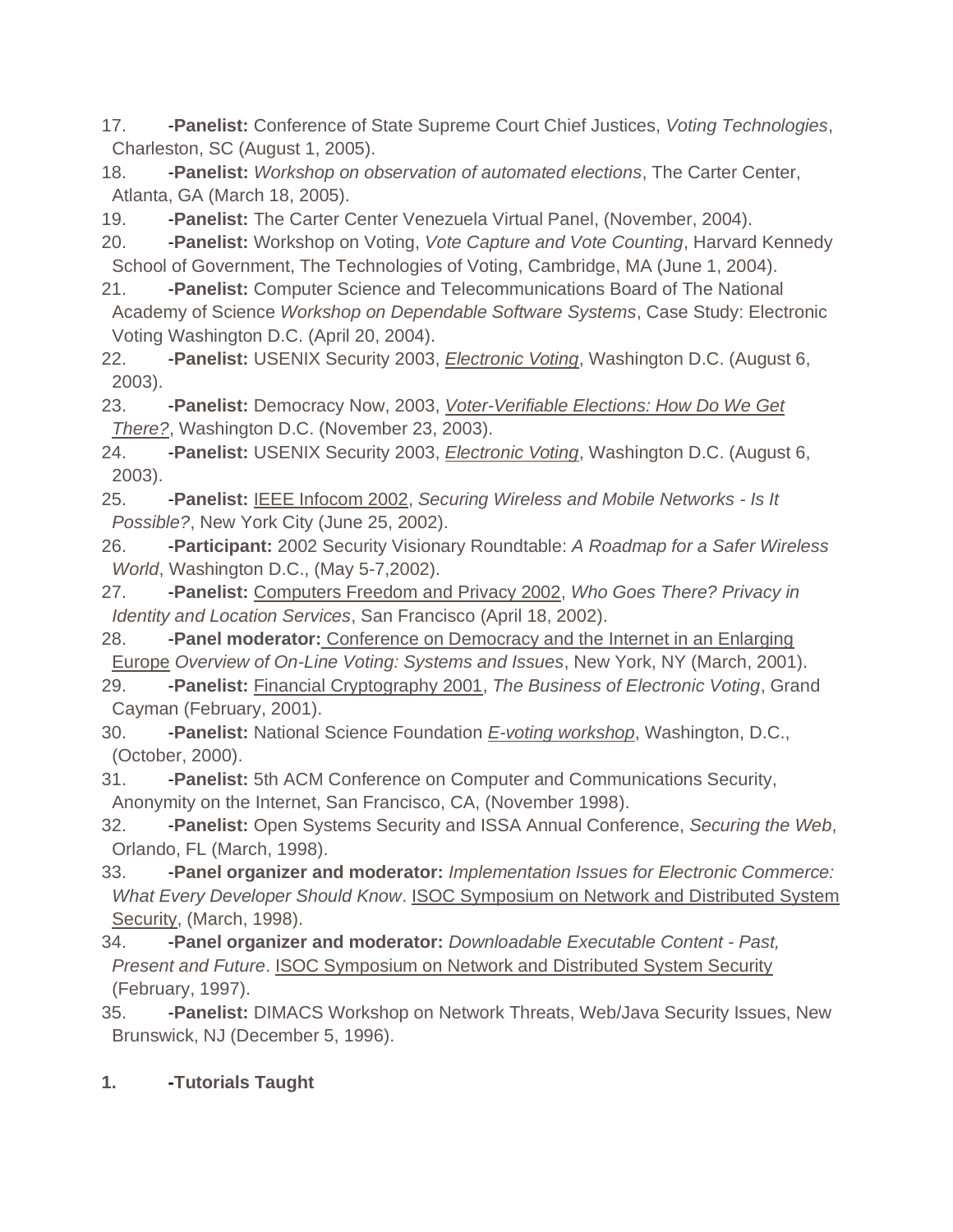17. -**Panelist:** Conference of State Supreme Court Chief Justices, *Voting Technologies*, Charleston, SC (August 1, 2005).
18. -**Panelist:** *Workshop on observation of automated elections*, The Carter Center, Atlanta, GA (March 18, 2005).
19. -**Panelist:** The Carter Center Venezuela Virtual Panel, (November, 2004).
20. -**Panelist:** Workshop on Voting, *Vote Capture and Vote Counting*, Harvard Kennedy School of Government, The Technologies of Voting, Cambridge, MA (June 1, 2004).
21. -**Panelist:** Computer Science and Telecommunications Board of The National Academy of Science *Workshop on Dependable Software Systems*, Case Study: Electronic Voting Washington D.C. (April 20, 2004).
22. -**Panelist:** USENIX Security 2003, *Electronic Voting*, Washington D.C. (August 6, 2003).
23. -**Panelist:** Democracy Now, 2003, *Voter-Verifiable Elections: How Do We Get There?*, Washington D.C. (November 23, 2003).
24. -**Panelist:** USENIX Security 2003, *Electronic Voting*, Washington D.C. (August 6, 2003).
25. -**Panelist:** IEEE Infocom 2002, *Securing Wireless and Mobile Networks - Is It Possible?*, New York City (June 25, 2002).
26. -**Participant:** 2002 Security Visionary Roundtable: *A Roadmap for a Safer Wireless World*, Washington D.C., (May 5-7,2002).
27. -**Panelist:** Computers Freedom and Privacy 2002, *Who Goes There? Privacy in Identity and Location Services*, San Francisco (April 18, 2002).
28. -**Panel moderator:** Conference on Democracy and the Internet in an Enlarging Europe *Overview of On-Line Voting: Systems and Issues*, New York, NY (March, 2001).
29. -**Panelist:** Financial Cryptography 2001, *The Business of Electronic Voting*, Grand Cayman (February, 2001).
30. -**Panelist:** National Science Foundation *E-voting workshop*, Washington, D.C., (October, 2000).
31. -**Panelist:** 5th ACM Conference on Computer and Communications Security, Anonymity on the Internet, San Francisco, CA, (November 1998).
32. -**Panelist:** Open Systems Security and ISSA Annual Conference, *Securing the Web*, Orlando, FL (March, 1998).
33. -**Panel organizer and moderator:** *Implementation Issues for Electronic Commerce: What Every Developer Should Know*. ISOC Symposium on Network and Distributed System Security, (March, 1998).
34. -**Panel organizer and moderator:** *Downloadable Executable Content - Past, Present and Future*. ISOC Symposium on Network and Distributed System Security (February, 1997).
35. -**Panelist:** DIMACS Workshop on Network Threats, Web/Java Security Issues, New Brunswick, NJ (December 5, 1996).

**1. -Tutorials Taught**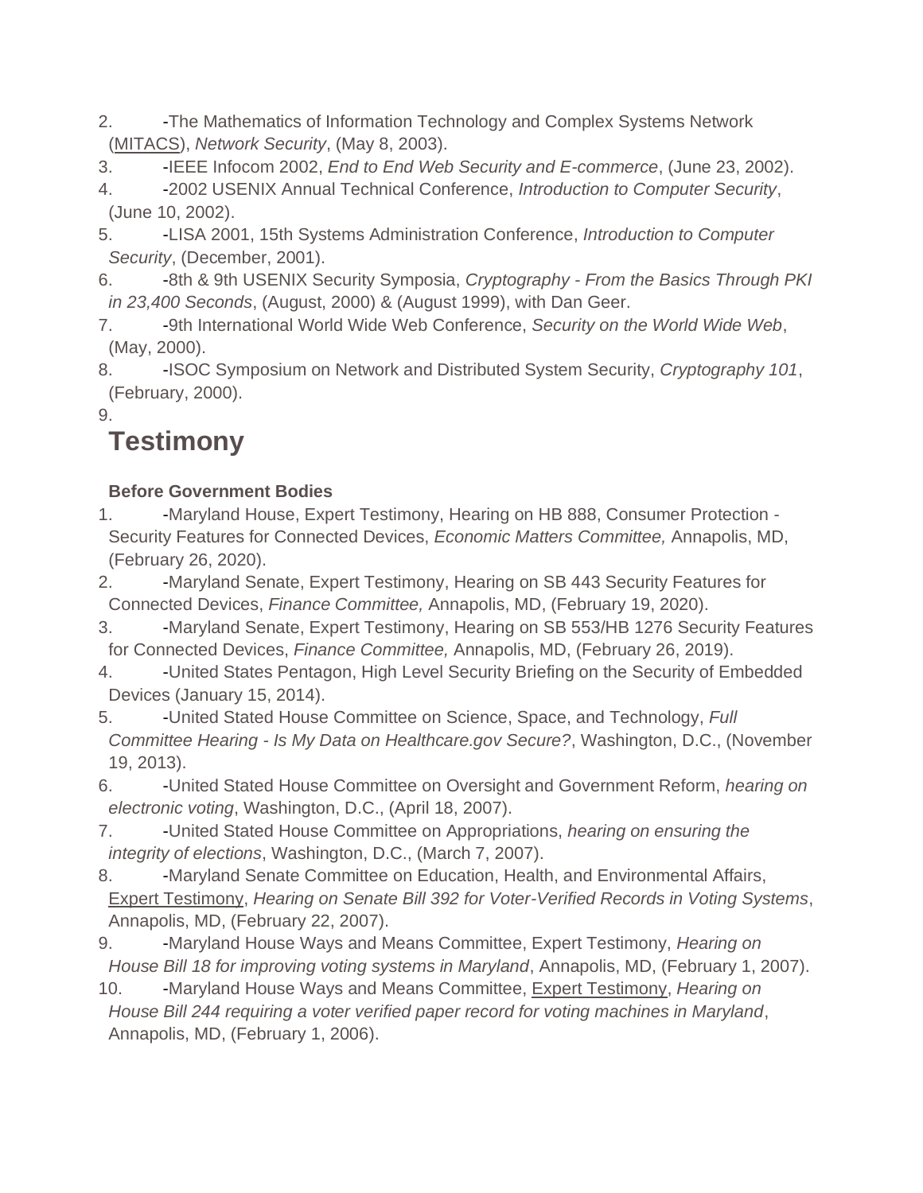2. -The Mathematics of Information Technology and Complex Systems Network (MITACS), *Network Security*, (May 8, 2003).
3. -IEEE Infocom 2002, *End to End Web Security and E-commerce*, (June 23, 2002).
4. -2002 USENIX Annual Technical Conference, *Introduction to Computer Security*, (June 10, 2002).
5. -LISA 2001, 15th Systems Administration Conference, *Introduction to Computer Security*, (December, 2001).
6. -8th & 9th USENIX Security Symposia, *Cryptography - From the Basics Through PKI in 23,400 Seconds*, (August, 2000) & (August 1999), with Dan Geer.
7. -9th International World Wide Web Conference, *Security on the World Wide Web*, (May, 2000).
8. -ISOC Symposium on Network and Distributed System Security, *Cryptography 101*, (February, 2000).
9.

## Testimony

**Before Government Bodies**

1. -Maryland House, Expert Testimony, Hearing on HB 888, Consumer Protection - Security Features for Connected Devices, *Economic Matters Committee,* Annapolis, MD, (February 26, 2020).
2. -Maryland Senate, Expert Testimony, Hearing on SB 443 Security Features for Connected Devices, *Finance Committee,* Annapolis, MD, (February 19, 2020).
3. -Maryland Senate, Expert Testimony, Hearing on SB 553/HB 1276 Security Features for Connected Devices, *Finance Committee,* Annapolis, MD, (February 26, 2019).
4. -United States Pentagon, High Level Security Briefing on the Security of Embedded Devices (January 15, 2014).
5. -United Stated House Committee on Science, Space, and Technology, *Full Committee Hearing - Is My Data on Healthcare.gov Secure?*, Washington, D.C., (November 19, 2013).
6. -United Stated House Committee on Oversight and Government Reform, *hearing on electronic voting*, Washington, D.C., (April 18, 2007).
7. -United Stated House Committee on Appropriations, *hearing on ensuring the integrity of elections*, Washington, D.C., (March 7, 2007).
8. -Maryland Senate Committee on Education, Health, and Environmental Affairs, Expert Testimony, *Hearing on Senate Bill 392 for Voter-Verified Records in Voting Systems*, Annapolis, MD, (February 22, 2007).
9. -Maryland House Ways and Means Committee, Expert Testimony, *Hearing on House Bill 18 for improving voting systems in Maryland*, Annapolis, MD, (February 1, 2007).
10. -Maryland House Ways and Means Committee, Expert Testimony, *Hearing on House Bill 244 requiring a voter verified paper record for voting machines in Maryland*, Annapolis, MD, (February 1, 2006).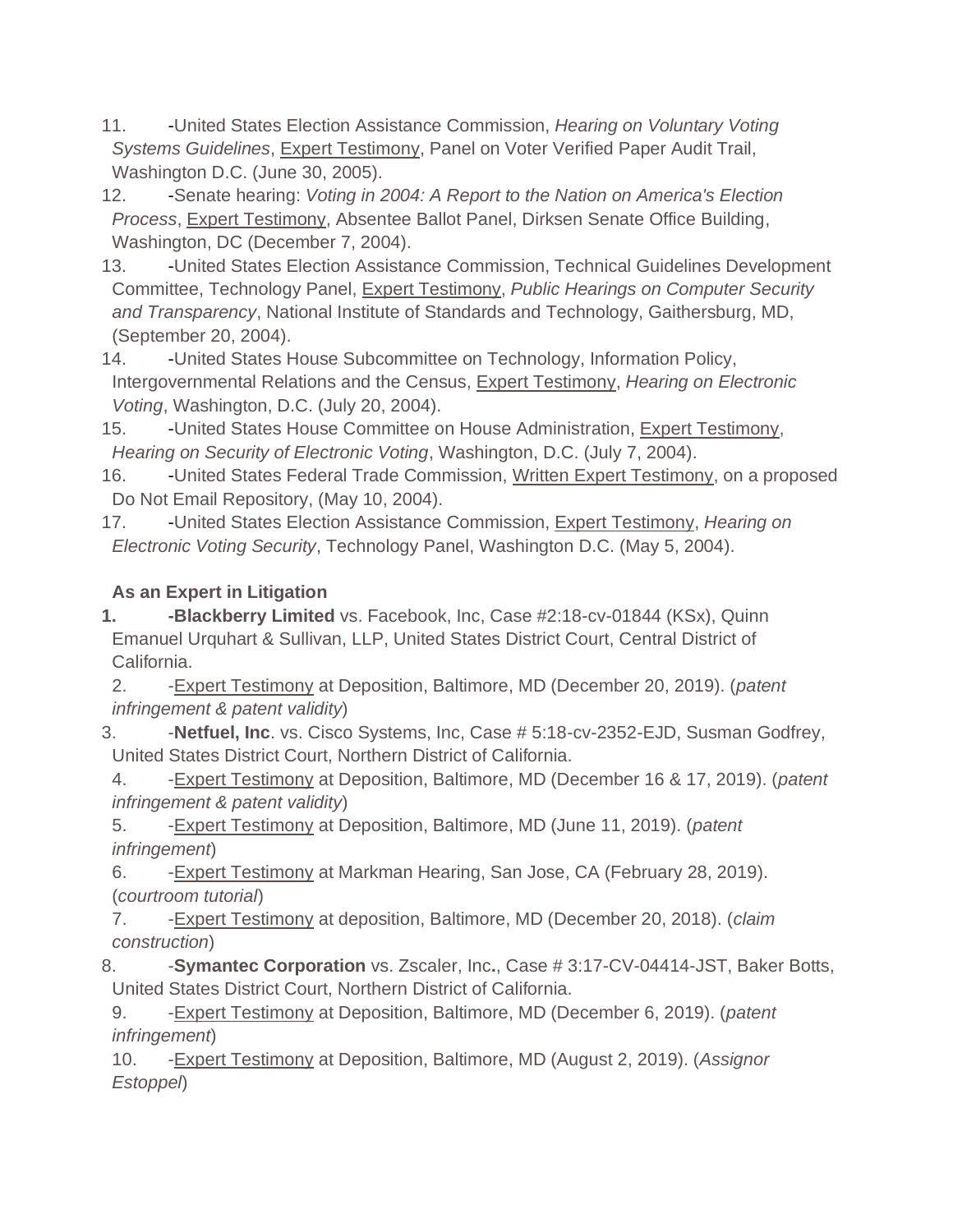11. -United States Election Assistance Commission, *Hearing on Voluntary Voting Systems Guidelines*, Expert Testimony, Panel on Voter Verified Paper Audit Trail, Washington D.C. (June 30, 2005).
12. -Senate hearing: *Voting in 2004: A Report to the Nation on America's Election Process*, Expert Testimony, Absentee Ballot Panel, Dirksen Senate Office Building, Washington, DC (December 7, 2004).
13. -United States Election Assistance Commission, Technical Guidelines Development Committee, Technology Panel, Expert Testimony, *Public Hearings on Computer Security and Transparency*, National Institute of Standards and Technology, Gaithersburg, MD, (September 20, 2004).
14. -United States House Subcommittee on Technology, Information Policy, Intergovernmental Relations and the Census, Expert Testimony, *Hearing on Electronic Voting*, Washington, D.C. (July 20, 2004).
15. -United States House Committee on House Administration, Expert Testimony, *Hearing on Security of Electronic Voting*, Washington, D.C. (July 7, 2004).
16. -United States Federal Trade Commission, Written Expert Testimony, on a proposed Do Not Email Repository, (May 10, 2004).
17. -United States Election Assistance Commission, Expert Testimony, *Hearing on Electronic Voting Security*, Technology Panel, Washington D.C. (May 5, 2004).

**As an Expert in Litigation**

1. **-Blackberry Limited** vs. Facebook, Inc, Case #2:18-cv-01844 (KSx), Quinn Emanuel Urquhart & Sullivan, LLP, United States District Court, Central District of California.
2. -Expert Testimony at Deposition, Baltimore, MD (December 20, 2019). (*patent infringement & patent validity*)
3. -**Netfuel, Inc**. vs. Cisco Systems, Inc, Case # 5:18-cv-2352-EJD, Susman Godfrey, United States District Court, Northern District of California.
4. -Expert Testimony at Deposition, Baltimore, MD (December 16 & 17, 2019). (*patent infringement & patent validity*)
5. -Expert Testimony at Deposition, Baltimore, MD (June 11, 2019). (*patent infringement*)
6. -Expert Testimony at Markman Hearing, San Jose, CA (February 28, 2019). (*courtroom tutorial*)
7. -Expert Testimony at deposition, Baltimore, MD (December 20, 2018). (*claim construction*)
8. -**Symantec Corporation** vs. Zscaler, Inc**.**, Case # 3:17-CV-04414-JST, Baker Botts, United States District Court, Northern District of California.
9. -Expert Testimony at Deposition, Baltimore, MD (December 6, 2019). (*patent infringement*)
10. -Expert Testimony at Deposition, Baltimore, MD (August 2, 2019). (*Assignor Estoppel*)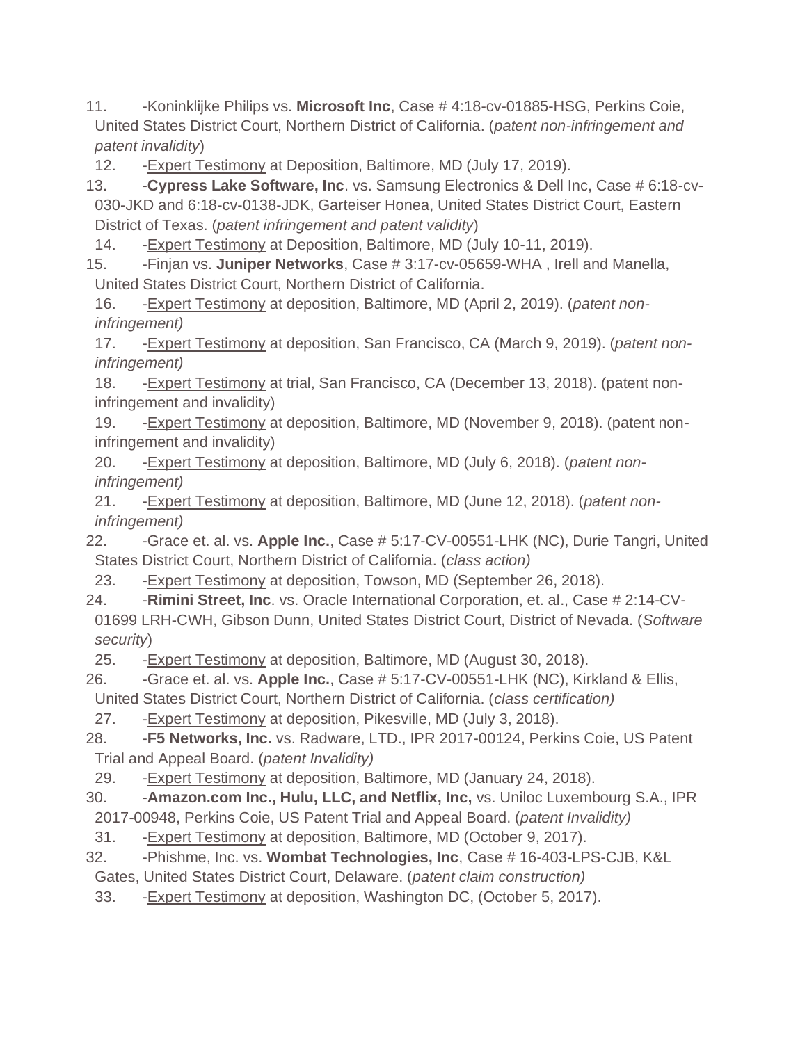11. -Koninklijke Philips vs. **Microsoft Inc**, Case # 4:18-cv-01885-HSG, Perkins Coie, United States District Court, Northern District of California. (*patent non-infringement and patent invalidity*)
12. -Expert Testimony at Deposition, Baltimore, MD (July 17, 2019).
13. -**Cypress Lake Software, Inc**. vs. Samsung Electronics & Dell Inc, Case # 6:18-cv-030-JKD and 6:18-cv-0138-JDK, Garteiser Honea, United States District Court, Eastern District of Texas. (*patent infringement and patent validity*)
14. -Expert Testimony at Deposition, Baltimore, MD (July 10-11, 2019).
15. -Finjan vs. **Juniper Networks**, Case # 3:17-cv-05659-WHA , Irell and Manella, United States District Court, Northern District of California.
16. -Expert Testimony at deposition, Baltimore, MD (April 2, 2019). (*patent non-infringement)*
17. -Expert Testimony at deposition, San Francisco, CA (March 9, 2019). (*patent non-infringement)*
18. -Expert Testimony at trial, San Francisco, CA (December 13, 2018). (patent non-infringement and invalidity)
19. -Expert Testimony at deposition, Baltimore, MD (November 9, 2018). (patent non-infringement and invalidity)
20. -Expert Testimony at deposition, Baltimore, MD (July 6, 2018). (*patent non-infringement)*
21. -Expert Testimony at deposition, Baltimore, MD (June 12, 2018). (*patent non-infringement)*
22. -Grace et. al. vs. **Apple Inc.**, Case # 5:17-CV-00551-LHK (NC), Durie Tangri, United States District Court, Northern District of California. (*class action)*
23. -Expert Testimony at deposition, Towson, MD (September 26, 2018).
24. -**Rimini Street, Inc**. vs. Oracle International Corporation, et. al., Case # 2:14-CV-01699 LRH-CWH, Gibson Dunn, United States District Court, District of Nevada. (*Software security*)
25. -Expert Testimony at deposition, Baltimore, MD (August 30, 2018).
26. -Grace et. al. vs. **Apple Inc.**, Case # 5:17-CV-00551-LHK (NC), Kirkland & Ellis, United States District Court, Northern District of California. (*class certification)*
27. -Expert Testimony at deposition, Pikesville, MD (July 3, 2018).
28. -**F5 Networks, Inc.** vs. Radware, LTD., IPR 2017-00124, Perkins Coie, US Patent Trial and Appeal Board. (*patent Invalidity)*
29. -Expert Testimony at deposition, Baltimore, MD (January 24, 2018).
30. -**Amazon.com Inc., Hulu, LLC, and Netflix, Inc,** vs. Uniloc Luxembourg S.A., IPR 2017-00948, Perkins Coie, US Patent Trial and Appeal Board. (*patent Invalidity)*
31. -Expert Testimony at deposition, Baltimore, MD (October 9, 2017).
32. -Phishme, Inc. vs. **Wombat Technologies, Inc**, Case # 16-403-LPS-CJB, K&L Gates, United States District Court, Delaware. (*patent claim construction)*
33. -Expert Testimony at deposition, Washington DC, (October 5, 2017).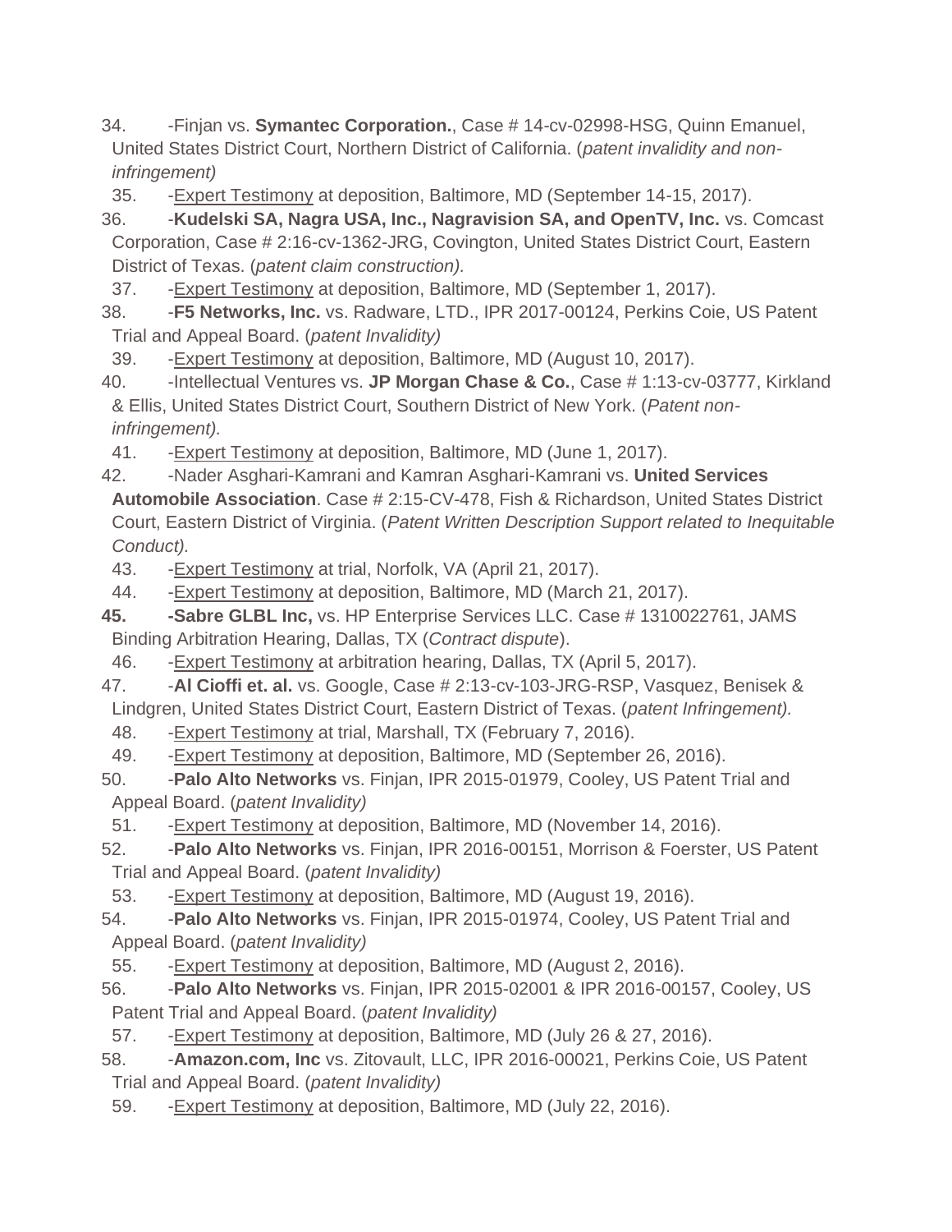34. -Finjan vs. **Symantec Corporation.**, Case # 14-cv-02998-HSG, Quinn Emanuel, United States District Court, Northern District of California. (*patent invalidity and non-infringement)*

35. -Expert Testimony at deposition, Baltimore, MD (September 14-15, 2017).

36. -**Kudelski SA, Nagra USA, Inc., Nagravision SA, and OpenTV, Inc.** vs. Comcast Corporation, Case # 2:16-cv-1362-JRG, Covington, United States District Court, Eastern District of Texas. (*patent claim construction).*

37. -Expert Testimony at deposition, Baltimore, MD (September 1, 2017).

38. -**F5 Networks, Inc.** vs. Radware, LTD., IPR 2017-00124, Perkins Coie, US Patent Trial and Appeal Board. (*patent Invalidity)*

39. -Expert Testimony at deposition, Baltimore, MD (August 10, 2017).

40. -Intellectual Ventures vs. **JP Morgan Chase & Co.**, Case # 1:13-cv-03777, Kirkland & Ellis, United States District Court, Southern District of New York. (*Patent non-infringement).*

41. -Expert Testimony at deposition, Baltimore, MD (June 1, 2017).

42. -Nader Asghari-Kamrani and Kamran Asghari-Kamrani vs. **United Services Automobile Association**. Case # 2:15-CV-478, Fish & Richardson, United States District Court, Eastern District of Virginia. (*Patent Written Description Support related to Inequitable Conduct).*

43. -Expert Testimony at trial, Norfolk, VA (April 21, 2017).

44. -Expert Testimony at deposition, Baltimore, MD (March 21, 2017).

**45. -Sabre GLBL Inc,** vs. HP Enterprise Services LLC. Case # 1310022761, JAMS Binding Arbitration Hearing, Dallas, TX (*Contract dispute*).

46. -Expert Testimony at arbitration hearing, Dallas, TX (April 5, 2017).

47. -**Al Cioffi et. al.** vs. Google, Case # 2:13-cv-103-JRG-RSP, Vasquez, Benisek & Lindgren, United States District Court, Eastern District of Texas. (*patent Infringement).*

48. -Expert Testimony at trial, Marshall, TX (February 7, 2016).

49. -Expert Testimony at deposition, Baltimore, MD (September 26, 2016).

50. -**Palo Alto Networks** vs. Finjan, IPR 2015-01979, Cooley, US Patent Trial and Appeal Board. (*patent Invalidity)*

51. -Expert Testimony at deposition, Baltimore, MD (November 14, 2016).

52. -**Palo Alto Networks** vs. Finjan, IPR 2016-00151, Morrison & Foerster, US Patent Trial and Appeal Board. (*patent Invalidity)*

53. -Expert Testimony at deposition, Baltimore, MD (August 19, 2016).

54. -**Palo Alto Networks** vs. Finjan, IPR 2015-01974, Cooley, US Patent Trial and Appeal Board. (*patent Invalidity)*

55. -Expert Testimony at deposition, Baltimore, MD (August 2, 2016).

56. -**Palo Alto Networks** vs. Finjan, IPR 2015-02001 & IPR 2016-00157, Cooley, US Patent Trial and Appeal Board. (*patent Invalidity)*

57. -Expert Testimony at deposition, Baltimore, MD (July 26 & 27, 2016).

58. -**Amazon.com, Inc** vs. Zitovault, LLC, IPR 2016-00021, Perkins Coie, US Patent Trial and Appeal Board. (*patent Invalidity)*

59. -Expert Testimony at deposition, Baltimore, MD (July 22, 2016).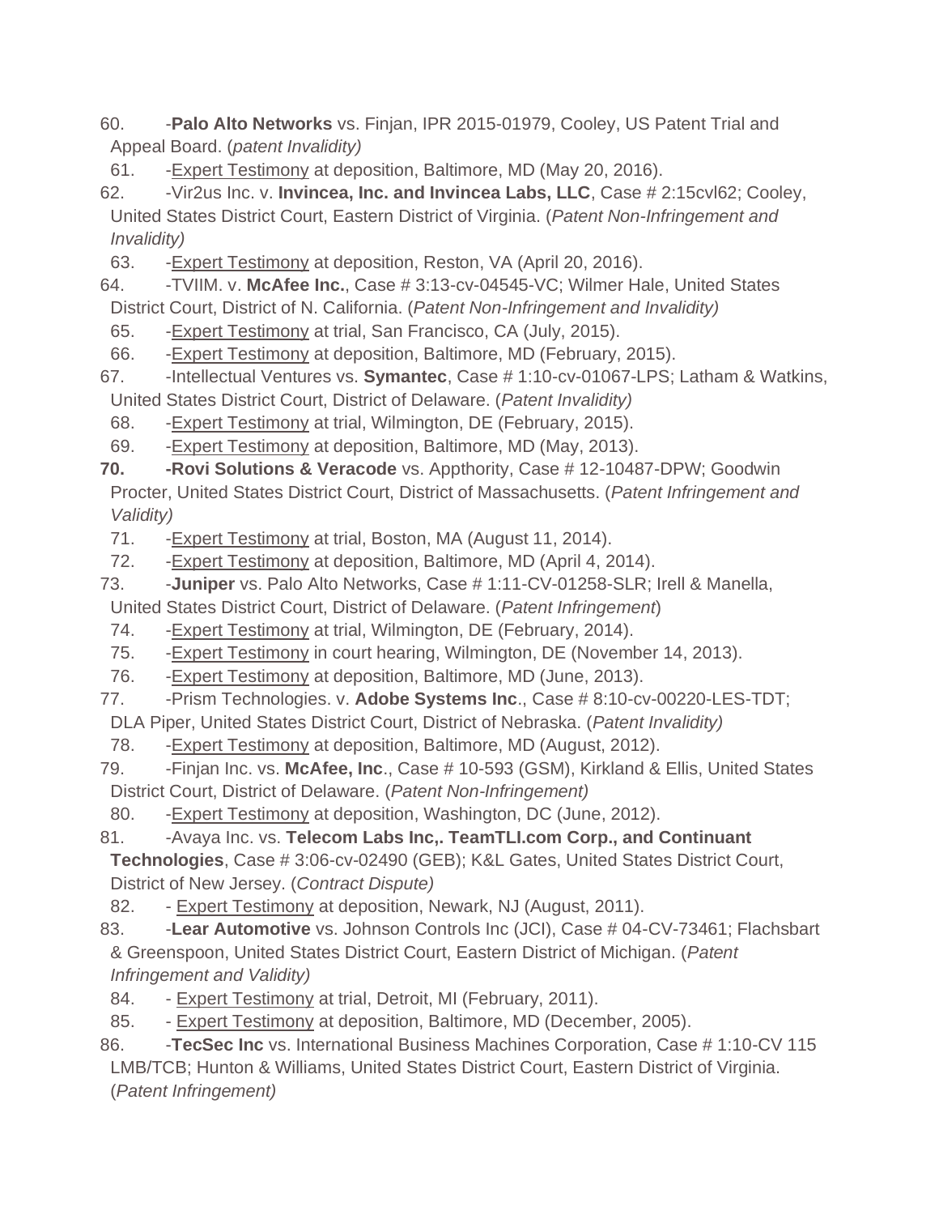60. -**Palo Alto Networks** vs. Finjan, IPR 2015-01979, Cooley, US Patent Trial and Appeal Board. (*patent Invalidity)*

61. -Expert Testimony at deposition, Baltimore, MD (May 20, 2016).

62. -Vir2us Inc. v. **Invincea, Inc. and Invincea Labs, LLC**, Case # 2:15cvl62; Cooley, United States District Court, Eastern District of Virginia. (*Patent Non-Infringement and Invalidity)*

63. -Expert Testimony at deposition, Reston, VA (April 20, 2016).

64. -TVIIM. v. **McAfee Inc.**, Case # 3:13-cv-04545-VC; Wilmer Hale, United States District Court, District of N. California. (*Patent Non-Infringement and Invalidity)*

65. -Expert Testimony at trial, San Francisco, CA (July, 2015).

66. -Expert Testimony at deposition, Baltimore, MD (February, 2015).

67. -Intellectual Ventures vs. **Symantec**, Case # 1:10-cv-01067-LPS; Latham & Watkins, United States District Court, District of Delaware. (*Patent Invalidity)*

68. -Expert Testimony at trial, Wilmington, DE (February, 2015).

69. -Expert Testimony at deposition, Baltimore, MD (May, 2013).

**70. -Rovi Solutions & Veracode** vs. Appthority, Case # 12-10487-DPW; Goodwin Procter, United States District Court, District of Massachusetts. (*Patent Infringement and Validity)*

71. -Expert Testimony at trial, Boston, MA (August 11, 2014).

72. -Expert Testimony at deposition, Baltimore, MD (April 4, 2014).

73. -**Juniper** vs. Palo Alto Networks, Case # 1:11-CV-01258-SLR; Irell & Manella, United States District Court, District of Delaware. (*Patent Infringement*)

74. -Expert Testimony at trial, Wilmington, DE (February, 2014).

75. -Expert Testimony in court hearing, Wilmington, DE (November 14, 2013).

76. -Expert Testimony at deposition, Baltimore, MD (June, 2013).

77. -Prism Technologies. v. **Adobe Systems Inc**., Case # 8:10-cv-00220-LES-TDT; DLA Piper, United States District Court, District of Nebraska. (*Patent Invalidity)*

78. -Expert Testimony at deposition, Baltimore, MD (August, 2012).

79. -Finjan Inc. vs. **McAfee, Inc**., Case # 10-593 (GSM), Kirkland & Ellis, United States District Court, District of Delaware. (*Patent Non-Infringement)*

80. -Expert Testimony at deposition, Washington, DC (June, 2012).

81. -Avaya Inc. vs. **Telecom Labs Inc,. TeamTLI.com Corp., and Continuant Technologies**, Case # 3:06-cv-02490 (GEB); K&L Gates, United States District Court, District of New Jersey. (*Contract Dispute)*

82. - Expert Testimony at deposition, Newark, NJ (August, 2011).

83. -**Lear Automotive** vs. Johnson Controls Inc (JCI), Case # 04-CV-73461; Flachsbart & Greenspoon, United States District Court, Eastern District of Michigan. (*Patent Infringement and Validity)*

84. - Expert Testimony at trial, Detroit, MI (February, 2011).

85. - Expert Testimony at deposition, Baltimore, MD (December, 2005).

86. -**TecSec Inc** vs. International Business Machines Corporation, Case # 1:10-CV 115 LMB/TCB; Hunton & Williams, United States District Court, Eastern District of Virginia. (*Patent Infringement)*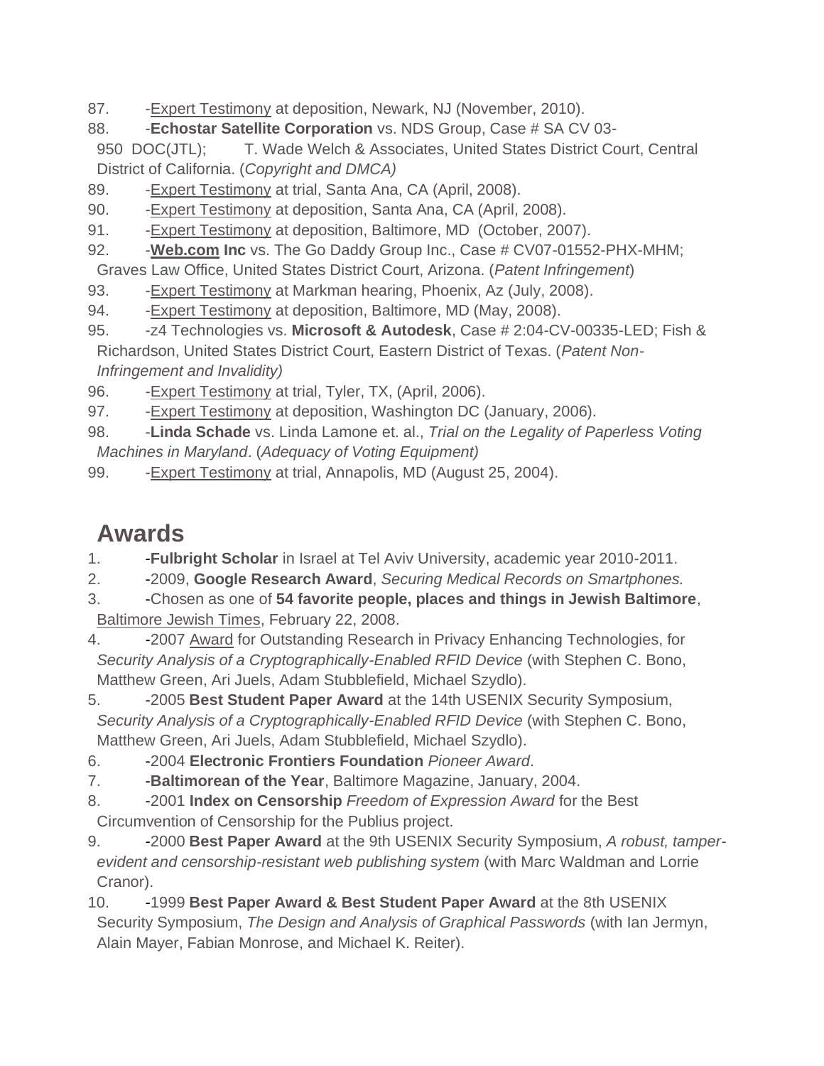87. -Expert Testimony at deposition, Newark, NJ (November, 2010).
88. -**Echostar Satellite Corporation** vs. NDS Group, Case # SA CV 03-950 DOC(JTL); T. Wade Welch & Associates, United States District Court, Central District of California. (*Copyright and DMCA)*
89. -Expert Testimony at trial, Santa Ana, CA (April, 2008).
90. -Expert Testimony at deposition, Santa Ana, CA (April, 2008).
91. -Expert Testimony at deposition, Baltimore, MD (October, 2007).
92. -**Web.com Inc** vs. The Go Daddy Group Inc., Case # CV07-01552-PHX-MHM; Graves Law Office, United States District Court, Arizona. (*Patent Infringement*)
93. -Expert Testimony at Markman hearing, Phoenix, Az (July, 2008).
94. -Expert Testimony at deposition, Baltimore, MD (May, 2008).
95. -z4 Technologies vs. **Microsoft & Autodesk**, Case # 2:04-CV-00335-LED; Fish & Richardson, United States District Court, Eastern District of Texas. (*Patent Non-Infringement and Invalidity)*
96. -Expert Testimony at trial, Tyler, TX, (April, 2006).
97. -Expert Testimony at deposition, Washington DC (January, 2006).
98. -**Linda Schade** vs. Linda Lamone et. al., *Trial on the Legality of Paperless Voting Machines in Maryland*. (*Adequacy of Voting Equipment)*
99. -Expert Testimony at trial, Annapolis, MD (August 25, 2004).

# Awards

1. -**Fulbright Scholar** in Israel at Tel Aviv University, academic year 2010-2011.
2. -2009, **Google Research Award**, *Securing Medical Records on Smartphones.*
3. -Chosen as one of **54 favorite people, places and things in Jewish Baltimore**, Baltimore Jewish Times, February 22, 2008.
4. -2007 Award for Outstanding Research in Privacy Enhancing Technologies, for *Security Analysis of a Cryptographically-Enabled RFID Device* (with Stephen C. Bono, Matthew Green, Ari Juels, Adam Stubblefield, Michael Szydlo).
5. -2005 **Best Student Paper Award** at the 14th USENIX Security Symposium, *Security Analysis of a Cryptographically-Enabled RFID Device* (with Stephen C. Bono, Matthew Green, Ari Juels, Adam Stubblefield, Michael Szydlo).
6. -2004 **Electronic Frontiers Foundation** *Pioneer Award*.
7. -**Baltimorean of the Year**, Baltimore Magazine, January, 2004.
8. -2001 **Index on Censorship** *Freedom of Expression Award* for the Best Circumvention of Censorship for the Publius project.
9. -2000 **Best Paper Award** at the 9th USENIX Security Symposium, *A robust, tamper-evident and censorship-resistant web publishing system* (with Marc Waldman and Lorrie Cranor).
10. -1999 **Best Paper Award & Best Student Paper Award** at the 8th USENIX Security Symposium, *The Design and Analysis of Graphical Passwords* (with Ian Jermyn, Alain Mayer, Fabian Monrose, and Michael K. Reiter).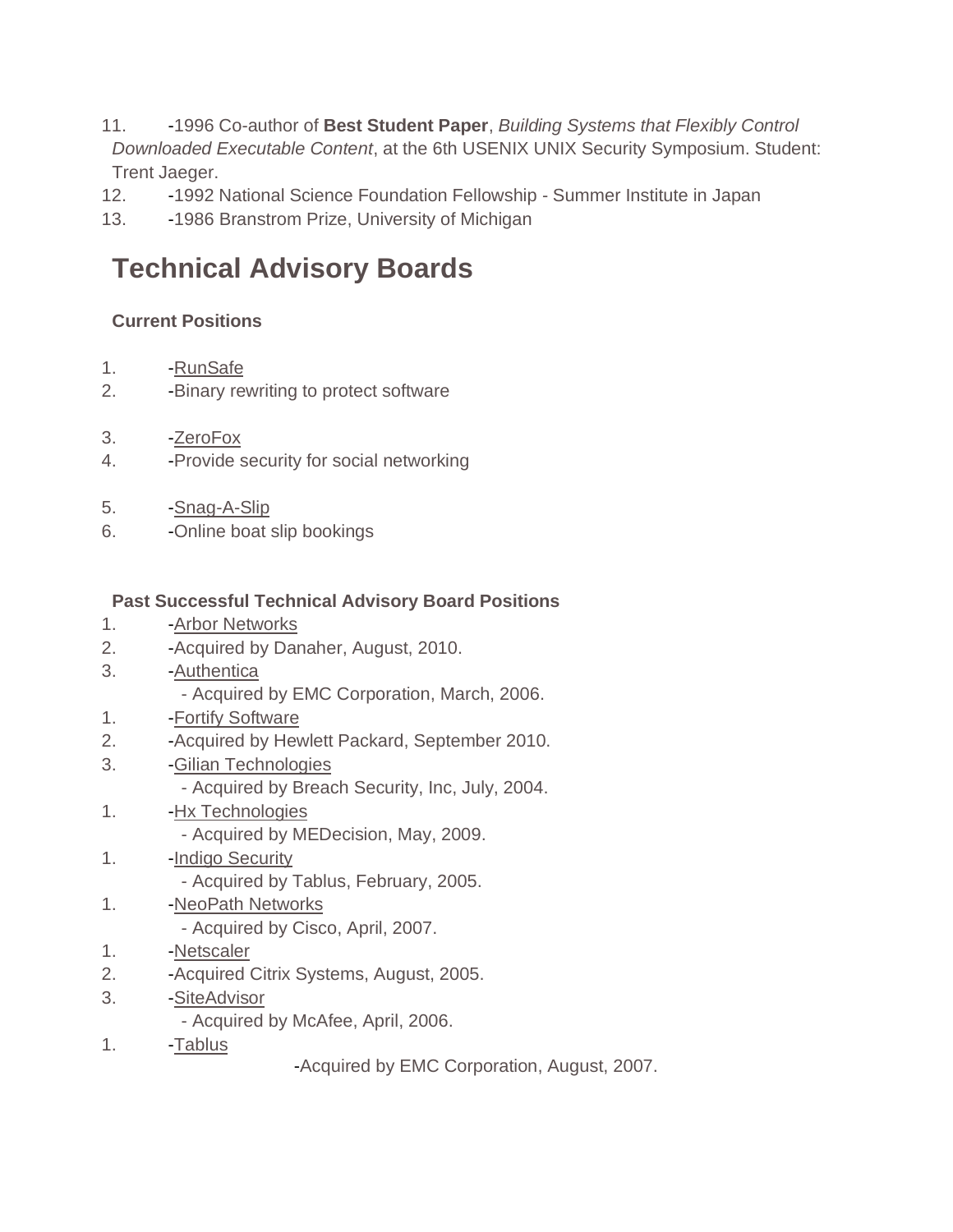11. -1996 Co-author of **Best Student Paper**, *Building Systems that Flexibly Control Downloaded Executable Content*, at the 6th USENIX UNIX Security Symposium. Student: Trent Jaeger.
12. -1992 National Science Foundation Fellowship - Summer Institute in Japan
13. -1986 Branstrom Prize, University of Michigan

# Technical Advisory Boards

### Current Positions

1. -RunSafe
2. -Binary rewriting to protect software

3. -ZeroFox
4. -Provide security for social networking

5. -Snag-A-Slip
6. -Online boat slip bookings

### Past Successful Technical Advisory Board Positions

1. -Arbor Networks
2. -Acquired by Danaher, August, 2010.
3. -Authentica
   - Acquired by EMC Corporation, March, 2006.
1. -Fortify Software
2. -Acquired by Hewlett Packard, September 2010.
3. -Gilian Technologies
   - Acquired by Breach Security, Inc, July, 2004.
1. -Hx Technologies
   - Acquired by MEDecision, May, 2009.
1. -Indigo Security
   - Acquired by Tablus, February, 2005.
1. -NeoPath Networks
   - Acquired by Cisco, April, 2007.
1. -Netscaler
2. -Acquired Citrix Systems, August, 2005.
3. -SiteAdvisor
   - Acquired by McAfee, April, 2006.
1. -Tablus

   -Acquired by EMC Corporation, August, 2007.